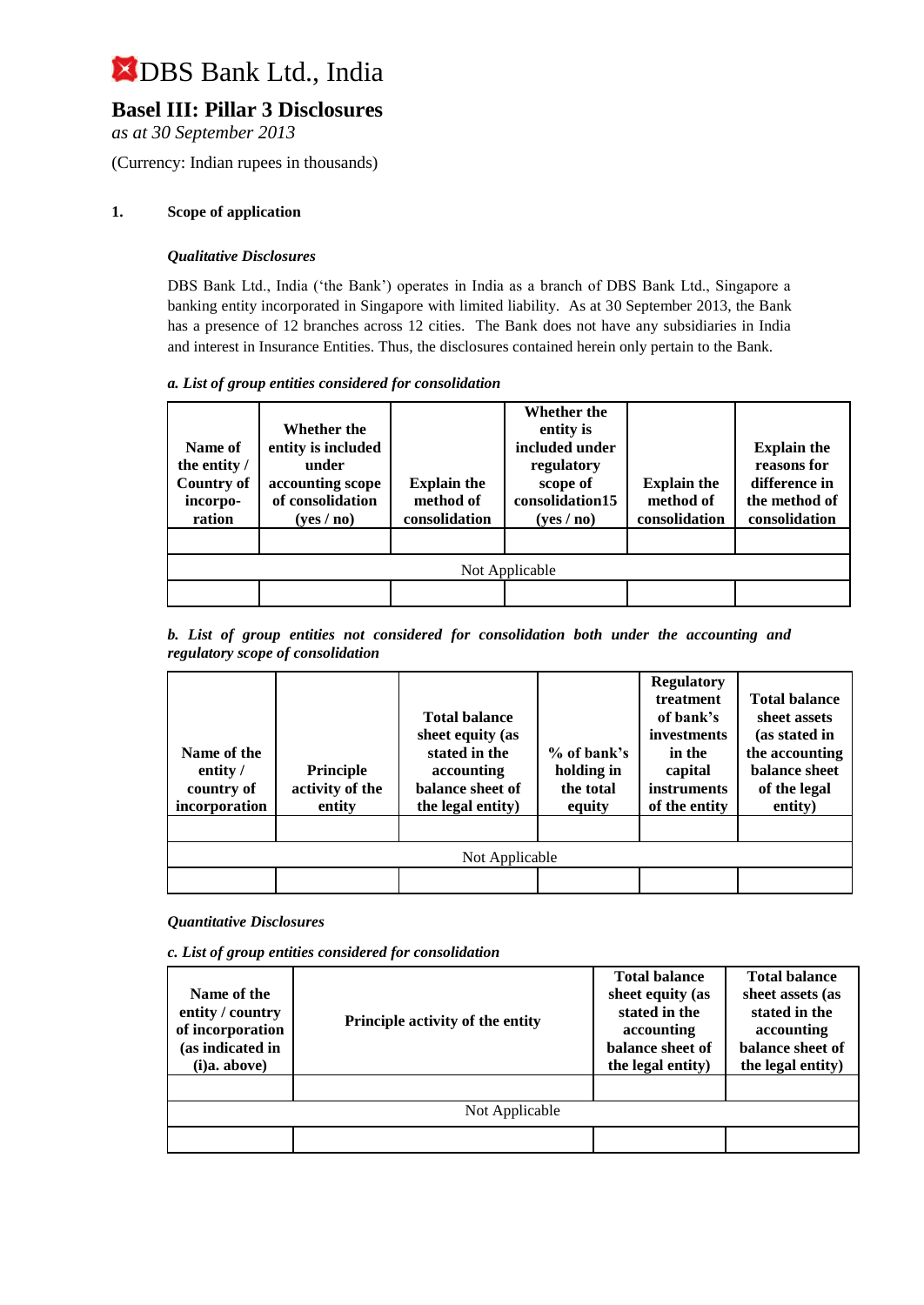# DBS Bank Ltd., India

## Basel III: Pillar 3 Disclosures

*as at 30 September 2013*

(Currency: Indian rupees in thousands)

### 1. Scope of application

***Qualitative Disclosures***

DBS Bank Ltd., India ('the Bank') operates in India as a branch of DBS Bank Ltd., Singapore a banking entity incorporated in Singapore with limited liability. As at 30 September 2013, the Bank has a presence of 12 branches across 12 cities. The Bank does not have any subsidiaries in India and interest in Insurance Entities. Thus, the disclosures contained herein only pertain to the Bank.

***a. List of group entities considered for consolidation***

| Name of the entity / Country of incorpo-ration | Whether the entity is included under accounting scope of consolidation (yes / no) | Explain the method of consolidation | Whether the entity is included under regulatory scope of consolidation15 (yes / no) | Explain the method of consolidation | Explain the reasons for difference in the method of consolidation |
|---|---|---|---|---|---|
| | | | | | |
| Not Applicable | | | | | |
| | | | | | |

***b. List of group entities not considered for consolidation both under the accounting and regulatory scope of consolidation***

| Name of the entity / country of incorporation | Principle activity of the entity | Total balance sheet equity (as stated in the accounting balance sheet of the legal entity) | % of bank's holding in the total equity | Regulatory treatment of bank's investments in the capital instruments of the entity | Total balance sheet assets (as stated in the accounting balance sheet of the legal entity) |
|---|---|---|---|---|---|
| | | | | | |
| Not Applicable | | | | | |
| | | | | | |

***Quantitative Disclosures***

***c. List of group entities considered for consolidation***

| Name of the entity / country of incorporation (as indicated in (i)a. above) | Principle activity of the entity | Total balance sheet equity (as stated in the accounting balance sheet of the legal entity) | Total balance sheet assets (as stated in the accounting balance sheet of the legal entity) |
|---|---|---|---|
| | | | |
| Not Applicable | | | |
| | | | |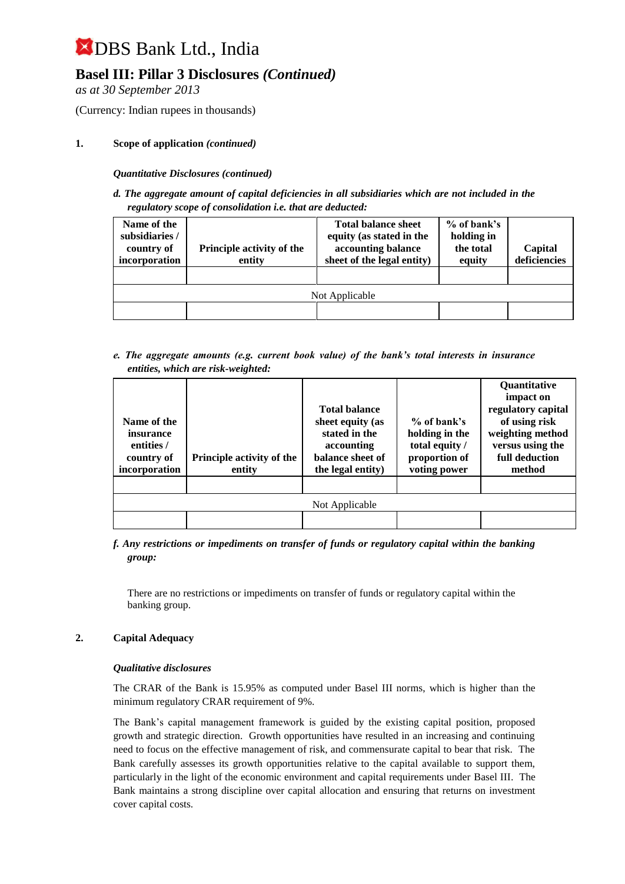# DBS Bank Ltd., India

## Basel III: Pillar 3 Disclosures *(Continued)*

*as at 30 September 2013*

(Currency: Indian rupees in thousands)

### 1. Scope of application *(continued)*

***Quantitative Disclosures (continued)***

***d. The aggregate amount of capital deficiencies in all subsidiaries which are not included in the regulatory scope of consolidation i.e. that are deducted:***

| Name of the subsidiaries / country of incorporation | Principle activity of the entity | Total balance sheet equity (as stated in the accounting balance sheet of the legal entity) | % of bank's holding in the total equity | Capital deficiencies |
|---|---|---|---|---|
| | | | | |
| Not Applicable | | | | |
| | | | | |

***e. The aggregate amounts (e.g. current book value) of the bank's total interests in insurance entities, which are risk-weighted:***

| Name of the insurance entities / country of incorporation | Principle activity of the entity | Total balance sheet equity (as stated in the accounting balance sheet of the legal entity) | % of bank's holding in the total equity / proportion of voting power | Quantitative impact on regulatory capital of using risk weighting method versus using the full deduction method |
|---|---|---|---|---|
| | | | | |
| Not Applicable | | | | |
| | | | | |

***f. Any restrictions or impediments on transfer of funds or regulatory capital within the banking group:***

There are no restrictions or impediments on transfer of funds or regulatory capital within the banking group.

### 2. Capital Adequacy

***Qualitative disclosures***

The CRAR of the Bank is 15.95% as computed under Basel III norms, which is higher than the minimum regulatory CRAR requirement of 9%.

The Bank's capital management framework is guided by the existing capital position, proposed growth and strategic direction. Growth opportunities have resulted in an increasing and continuing need to focus on the effective management of risk, and commensurate capital to bear that risk. The Bank carefully assesses its growth opportunities relative to the capital available to support them, particularly in the light of the economic environment and capital requirements under Basel III. The Bank maintains a strong discipline over capital allocation and ensuring that returns on investment cover capital costs.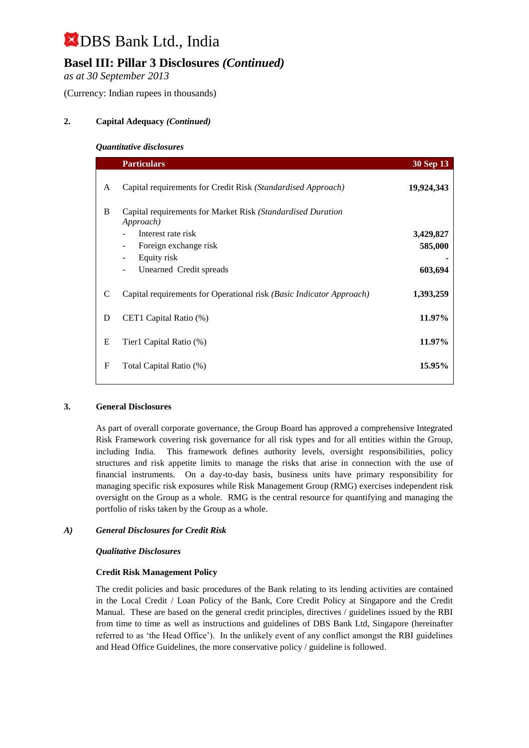# DBS Bank Ltd., India

## Basel III: Pillar 3 Disclosures *(Continued)*

*as at 30 September 2013*

(Currency: Indian rupees in thousands)

### 2. Capital Adequacy *(Continued)*

***Quantitative disclosures***

| | Particulars | 30 Sep 13 |
|---|---|---|
| A | Capital requirements for Credit Risk *(Standardised Approach)* | **19,924,343** |
| B | Capital requirements for Market Risk *(Standardised Duration Approach)* | |
| | - Interest rate risk | **3,429,827** |
| | - Foreign exchange risk | **585,000** |
| | - Equity risk | **-** |
| | - Unearned Credit spreads | **603,694** |
| C | Capital requirements for Operational risk *(Basic Indicator Approach)* | **1,393,259** |
| D | CET1 Capital Ratio (%) | **11.97%** |
| E | Tier1 Capital Ratio (%) | **11.97%** |
| F | Total Capital Ratio (%) | **15.95%** |

### 3. General Disclosures

As part of overall corporate governance, the Group Board has approved a comprehensive Integrated Risk Framework covering risk governance for all risk types and for all entities within the Group, including India. This framework defines authority levels, oversight responsibilities, policy structures and risk appetite limits to manage the risks that arise in connection with the use of financial instruments. On a day-to-day basis, business units have primary responsibility for managing specific risk exposures while Risk Management Group (RMG) exercises independent risk oversight on the Group as a whole. RMG is the central resource for quantifying and managing the portfolio of risks taken by the Group as a whole.

### *A) General Disclosures for Credit Risk*

***Qualitative Disclosures***

**Credit Risk Management Policy**

The credit policies and basic procedures of the Bank relating to its lending activities are contained in the Local Credit / Loan Policy of the Bank, Core Credit Policy at Singapore and the Credit Manual. These are based on the general credit principles, directives / guidelines issued by the RBI from time to time as well as instructions and guidelines of DBS Bank Ltd, Singapore (hereinafter referred to as 'the Head Office'). In the unlikely event of any conflict amongst the RBI guidelines and Head Office Guidelines, the more conservative policy / guideline is followed.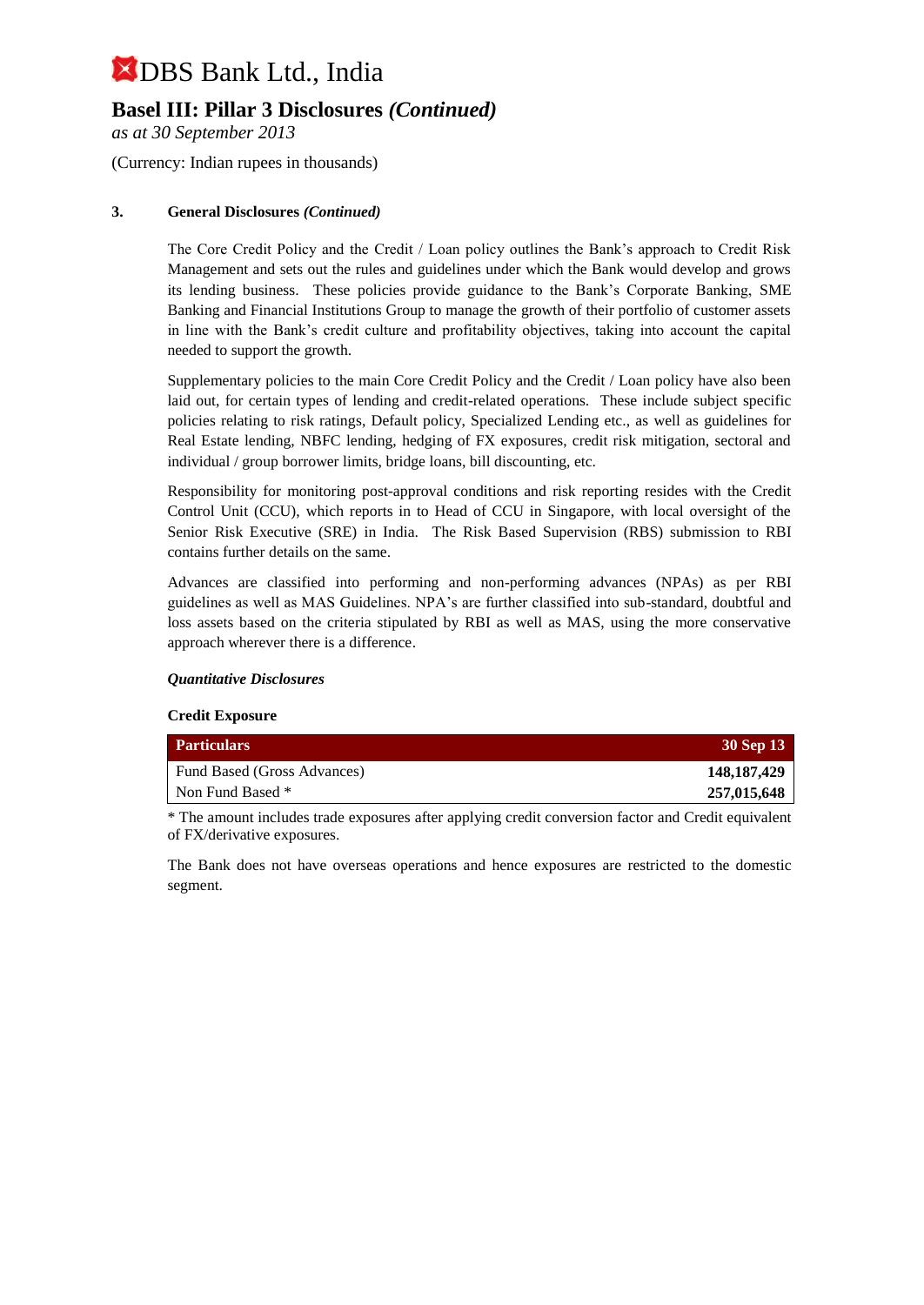## 3. General Disclosures *(Continued)*

The Core Credit Policy and the Credit / Loan policy outlines the Bank's approach to Credit Risk Management and sets out the rules and guidelines under which the Bank would develop and grows its lending business. These policies provide guidance to the Bank's Corporate Banking, SME Banking and Financial Institutions Group to manage the growth of their portfolio of customer assets in line with the Bank's credit culture and profitability objectives, taking into account the capital needed to support the growth.

Supplementary policies to the main Core Credit Policy and the Credit / Loan policy have also been laid out, for certain types of lending and credit-related operations. These include subject specific policies relating to risk ratings, Default policy, Specialized Lending etc., as well as guidelines for Real Estate lending, NBFC lending, hedging of FX exposures, credit risk mitigation, sectoral and individual / group borrower limits, bridge loans, bill discounting, etc.

Responsibility for monitoring post-approval conditions and risk reporting resides with the Credit Control Unit (CCU), which reports in to Head of CCU in Singapore, with local oversight of the Senior Risk Executive (SRE) in India. The Risk Based Supervision (RBS) submission to RBI contains further details on the same.

Advances are classified into performing and non-performing advances (NPAs) as per RBI guidelines as well as MAS Guidelines. NPA's are further classified into sub-standard, doubtful and loss assets based on the criteria stipulated by RBI as well as MAS, using the more conservative approach wherever there is a difference.

***Quantitative Disclosures***

**Credit Exposure**

| Particulars | 30 Sep 13 |
|---|---|
| Fund Based (Gross Advances) | **148,187,429** |
| Non Fund Based * | **257,015,648** |

* The amount includes trade exposures after applying credit conversion factor and Credit equivalent of FX/derivative exposures.

The Bank does not have overseas operations and hence exposures are restricted to the domestic segment.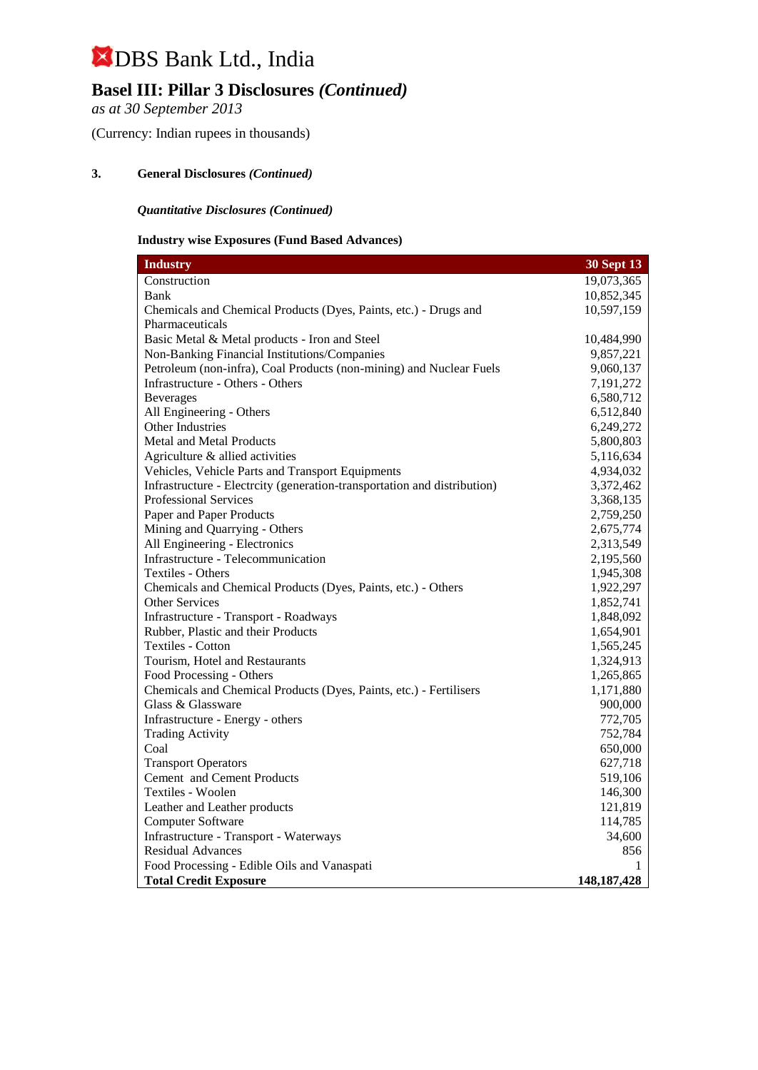# DBS Bank Ltd., India

## Basel III: Pillar 3 Disclosures *(Continued)*

*as at 30 September 2013*

(Currency: Indian rupees in thousands)

### 3. General Disclosures *(Continued)*

***Quantitative Disclosures (Continued)***

**Industry wise Exposures (Fund Based Advances)**

| Industry | 30 Sept 13 |
|---|---|
| Construction | 19,073,365 |
| Bank | 10,852,345 |
| Chemicals and Chemical Products (Dyes, Paints, etc.) - Drugs and Pharmaceuticals | 10,597,159 |
| Basic Metal & Metal products - Iron and Steel | 10,484,990 |
| Non-Banking Financial Institutions/Companies | 9,857,221 |
| Petroleum (non-infra), Coal Products (non-mining) and Nuclear Fuels | 9,060,137 |
| Infrastructure - Others - Others | 7,191,272 |
| Beverages | 6,580,712 |
| All Engineering - Others | 6,512,840 |
| Other Industries | 6,249,272 |
| Metal and Metal Products | 5,800,803 |
| Agriculture & allied activities | 5,116,634 |
| Vehicles, Vehicle Parts and Transport Equipments | 4,934,032 |
| Infrastructure - Electrcity (generation-transportation and distribution) | 3,372,462 |
| Professional Services | 3,368,135 |
| Paper and Paper Products | 2,759,250 |
| Mining and Quarrying - Others | 2,675,774 |
| All Engineering - Electronics | 2,313,549 |
| Infrastructure - Telecommunication | 2,195,560 |
| Textiles - Others | 1,945,308 |
| Chemicals and Chemical Products (Dyes, Paints, etc.) - Others | 1,922,297 |
| Other Services | 1,852,741 |
| Infrastructure - Transport - Roadways | 1,848,092 |
| Rubber, Plastic and their Products | 1,654,901 |
| Textiles - Cotton | 1,565,245 |
| Tourism, Hotel and Restaurants | 1,324,913 |
| Food Processing - Others | 1,265,865 |
| Chemicals and Chemical Products (Dyes, Paints, etc.) - Fertilisers | 1,171,880 |
| Glass & Glassware | 900,000 |
| Infrastructure - Energy - others | 772,705 |
| Trading Activity | 752,784 |
| Coal | 650,000 |
| Transport Operators | 627,718 |
| Cement and Cement Products | 519,106 |
| Textiles - Woolen | 146,300 |
| Leather and Leather products | 121,819 |
| Computer Software | 114,785 |
| Infrastructure - Transport - Waterways | 34,600 |
| Residual Advances | 856 |
| Food Processing - Edible Oils and Vanaspati | 1 |
| **Total Credit Exposure** | **148,187,428** |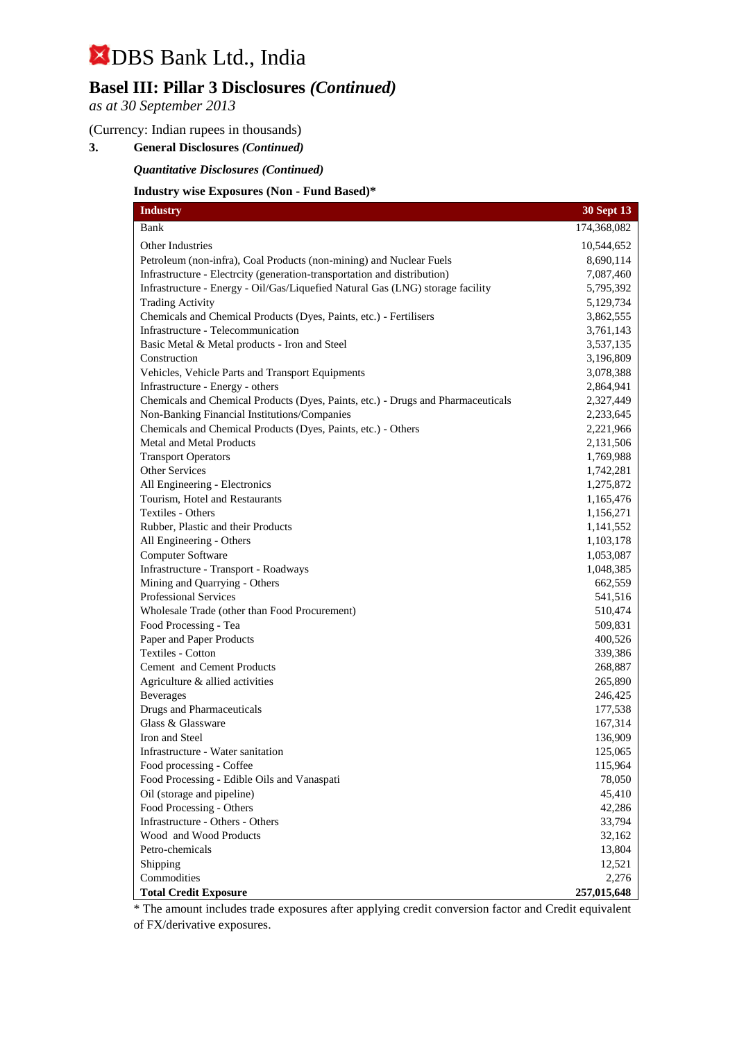# DBS Bank Ltd., India

## Basel III: Pillar 3 Disclosures *(Continued)*

*as at 30 September 2013*

(Currency: Indian rupees in thousands)

**3. General Disclosures *(Continued)***

***Quantitative Disclosures (Continued)***

**Industry wise Exposures (Non - Fund Based)\***

| Industry | 30 Sept 13 |
|---|---|
| Bank | 174,368,082 |
| Other Industries | 10,544,652 |
| Petroleum (non-infra), Coal Products (non-mining) and Nuclear Fuels | 8,690,114 |
| Infrastructure - Electrcity (generation-transportation and distribution) | 7,087,460 |
| Infrastructure - Energy - Oil/Gas/Liquefied Natural Gas (LNG) storage facility | 5,795,392 |
| Trading Activity | 5,129,734 |
| Chemicals and Chemical Products (Dyes, Paints, etc.) - Fertilisers | 3,862,555 |
| Infrastructure - Telecommunication | 3,761,143 |
| Basic Metal & Metal products - Iron and Steel | 3,537,135 |
| Construction | 3,196,809 |
| Vehicles, Vehicle Parts and Transport Equipments | 3,078,388 |
| Infrastructure - Energy - others | 2,864,941 |
| Chemicals and Chemical Products (Dyes, Paints, etc.) - Drugs and Pharmaceuticals | 2,327,449 |
| Non-Banking Financial Institutions/Companies | 2,233,645 |
| Chemicals and Chemical Products (Dyes, Paints, etc.) - Others | 2,221,966 |
| Metal and Metal Products | 2,131,506 |
| Transport Operators | 1,769,988 |
| Other Services | 1,742,281 |
| All Engineering - Electronics | 1,275,872 |
| Tourism, Hotel and Restaurants | 1,165,476 |
| Textiles - Others | 1,156,271 |
| Rubber, Plastic and their Products | 1,141,552 |
| All Engineering - Others | 1,103,178 |
| Computer Software | 1,053,087 |
| Infrastructure - Transport - Roadways | 1,048,385 |
| Mining and Quarrying - Others | 662,559 |
| Professional Services | 541,516 |
| Wholesale Trade (other than Food Procurement) | 510,474 |
| Food Processing - Tea | 509,831 |
| Paper and Paper Products | 400,526 |
| Textiles - Cotton | 339,386 |
| Cement and Cement Products | 268,887 |
| Agriculture & allied activities | 265,890 |
| Beverages | 246,425 |
| Drugs and Pharmaceuticals | 177,538 |
| Glass & Glassware | 167,314 |
| Iron and Steel | 136,909 |
| Infrastructure - Water sanitation | 125,065 |
| Food processing - Coffee | 115,964 |
| Food Processing - Edible Oils and Vanaspati | 78,050 |
| Oil (storage and pipeline) | 45,410 |
| Food Processing - Others | 42,286 |
| Infrastructure - Others - Others | 33,794 |
| Wood and Wood Products | 32,162 |
| Petro-chemicals | 13,804 |
| Shipping | 12,521 |
| Commodities | 2,276 |
| **Total Credit Exposure** | **257,015,648** |

\* The amount includes trade exposures after applying credit conversion factor and Credit equivalent of FX/derivative exposures.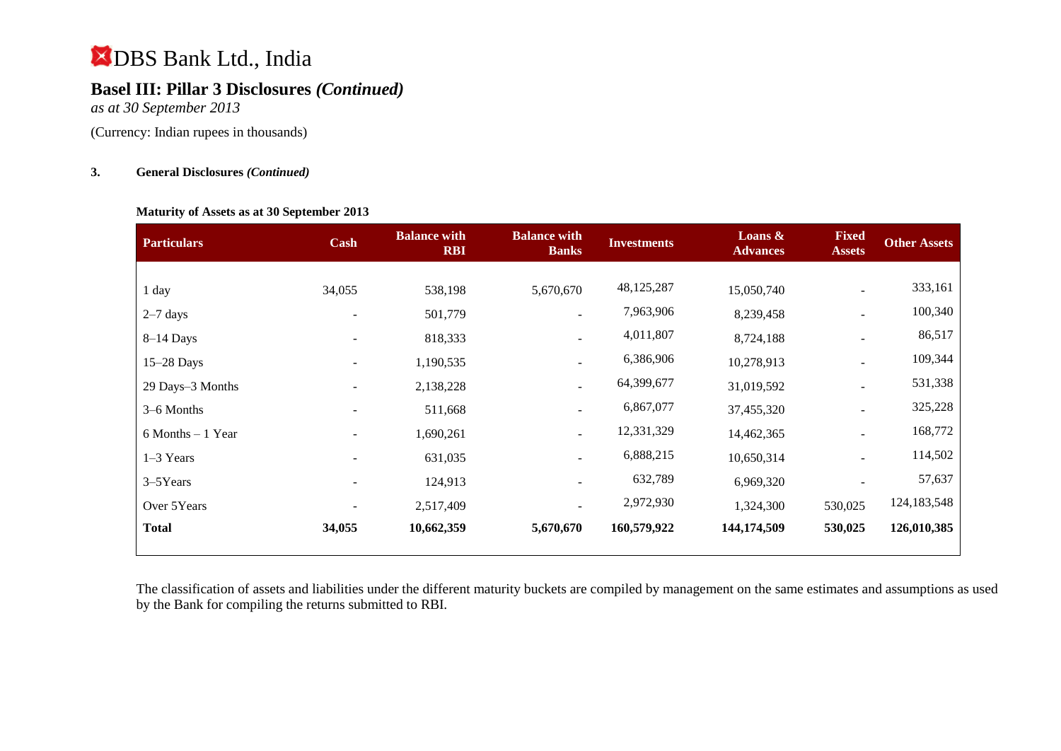# DBS Bank Ltd., India

## Basel III: Pillar 3 Disclosures *(Continued)*

*as at 30 September 2013*

(Currency: Indian rupees in thousands)

### 3. General Disclosures *(Continued)*

**Maturity of Assets as at 30 September 2013**

| Particulars | Cash | Balance with RBI | Balance with Banks | Investments | Loans & Advances | Fixed Assets | Other Assets |
|---|---|---|---|---|---|---|---|
| 1 day | 34,055 | 538,198 | 5,670,670 | 48,125,287 | 15,050,740 | - | 333,161 |
| 2–7 days | - | 501,779 | - | 7,963,906 | 8,239,458 | - | 100,340 |
| 8–14 Days | - | 818,333 | - | 4,011,807 | 8,724,188 | - | 86,517 |
| 15–28 Days | - | 1,190,535 | - | 6,386,906 | 10,278,913 | - | 109,344 |
| 29 Days–3 Months | - | 2,138,228 | - | 64,399,677 | 31,019,592 | - | 531,338 |
| 3–6 Months | - | 511,668 | - | 6,867,077 | 37,455,320 | - | 325,228 |
| 6 Months – 1 Year | - | 1,690,261 | - | 12,331,329 | 14,462,365 | - | 168,772 |
| 1–3 Years | - | 631,035 | - | 6,888,215 | 10,650,314 | - | 114,502 |
| 3–5Years | - | 124,913 | - | 632,789 | 6,969,320 | - | 57,637 |
| Over 5Years | - | 2,517,409 | - | 2,972,930 | 1,324,300 | 530,025 | 124,183,548 |
| **Total** | **34,055** | **10,662,359** | **5,670,670** | **160,579,922** | **144,174,509** | **530,025** | **126,010,385** |

The classification of assets and liabilities under the different maturity buckets are compiled by management on the same estimates and assumptions as used by the Bank for compiling the returns submitted to RBI.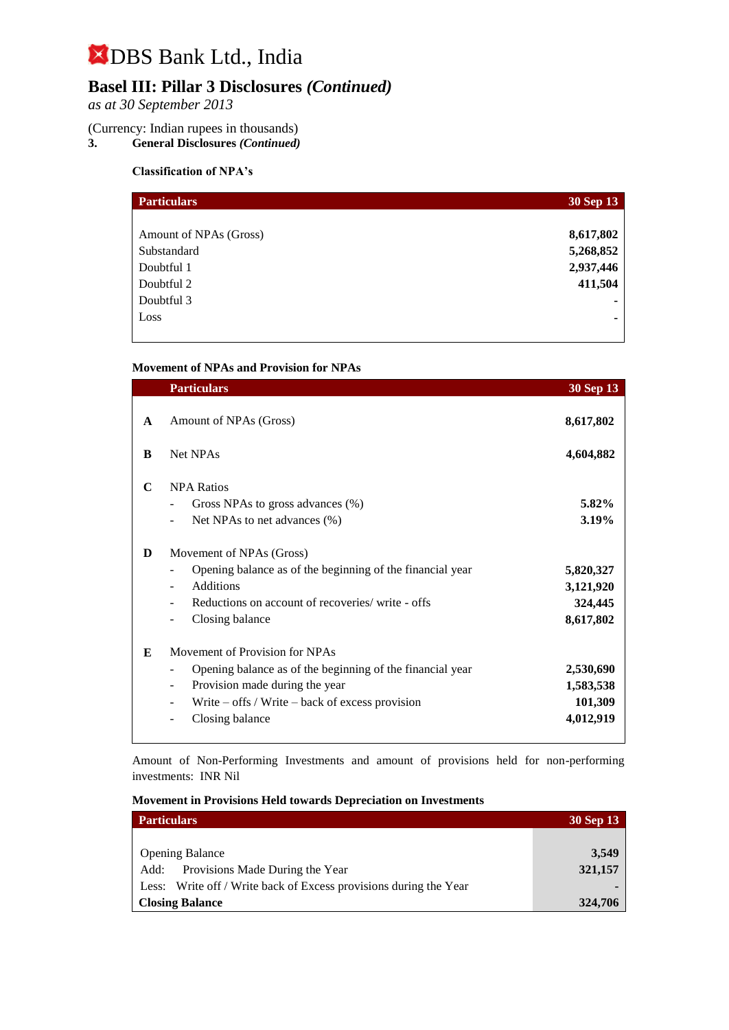# DBS Bank Ltd., India

## Basel III: Pillar 3 Disclosures *(Continued)*

*as at 30 September 2013*

(Currency: Indian rupees in thousands)

**3. General Disclosures *(Continued)***

**Classification of NPA's**

| Particulars | 30 Sep 13 |
|---|---|
| Amount of NPAs (Gross) | **8,617,802** |
| Substandard | **5,268,852** |
| Doubtful 1 | **2,937,446** |
| Doubtful 2 | **411,504** |
| Doubtful 3 | **-** |
| Loss | **-** |

**Movement of NPAs and Provision for NPAs**

| | Particulars | 30 Sep 13 |
|---|---|---|
| **A** | Amount of NPAs (Gross) | **8,617,802** |
| **B** | Net NPAs | **4,604,882** |
| **C** | NPA Ratios | |
| | - Gross NPAs to gross advances (%) | **5.82%** |
| | - Net NPAs to net advances (%) | **3.19%** |
| **D** | Movement of NPAs (Gross) | |
| | - Opening balance as of the beginning of the financial year | **5,820,327** |
| | - Additions | **3,121,920** |
| | - Reductions on account of recoveries/ write - offs | **324,445** |
| | - Closing balance | **8,617,802** |
| **E** | Movement of Provision for NPAs | |
| | - Opening balance as of the beginning of the financial year | **2,530,690** |
| | - Provision made during the year | **1,583,538** |
| | - Write – offs / Write – back of excess provision | **101,309** |
| | - Closing balance | **4,012,919** |

Amount of Non-Performing Investments and amount of provisions held for non-performing investments: INR Nil

**Movement in Provisions Held towards Depreciation on Investments**

| Particulars | 30 Sep 13 |
|---|---|
| Opening Balance | **3,549** |
| Add: Provisions Made During the Year | **321,157** |
| Less: Write off / Write back of Excess provisions during the Year | **-** |
| **Closing Balance** | **324,706** |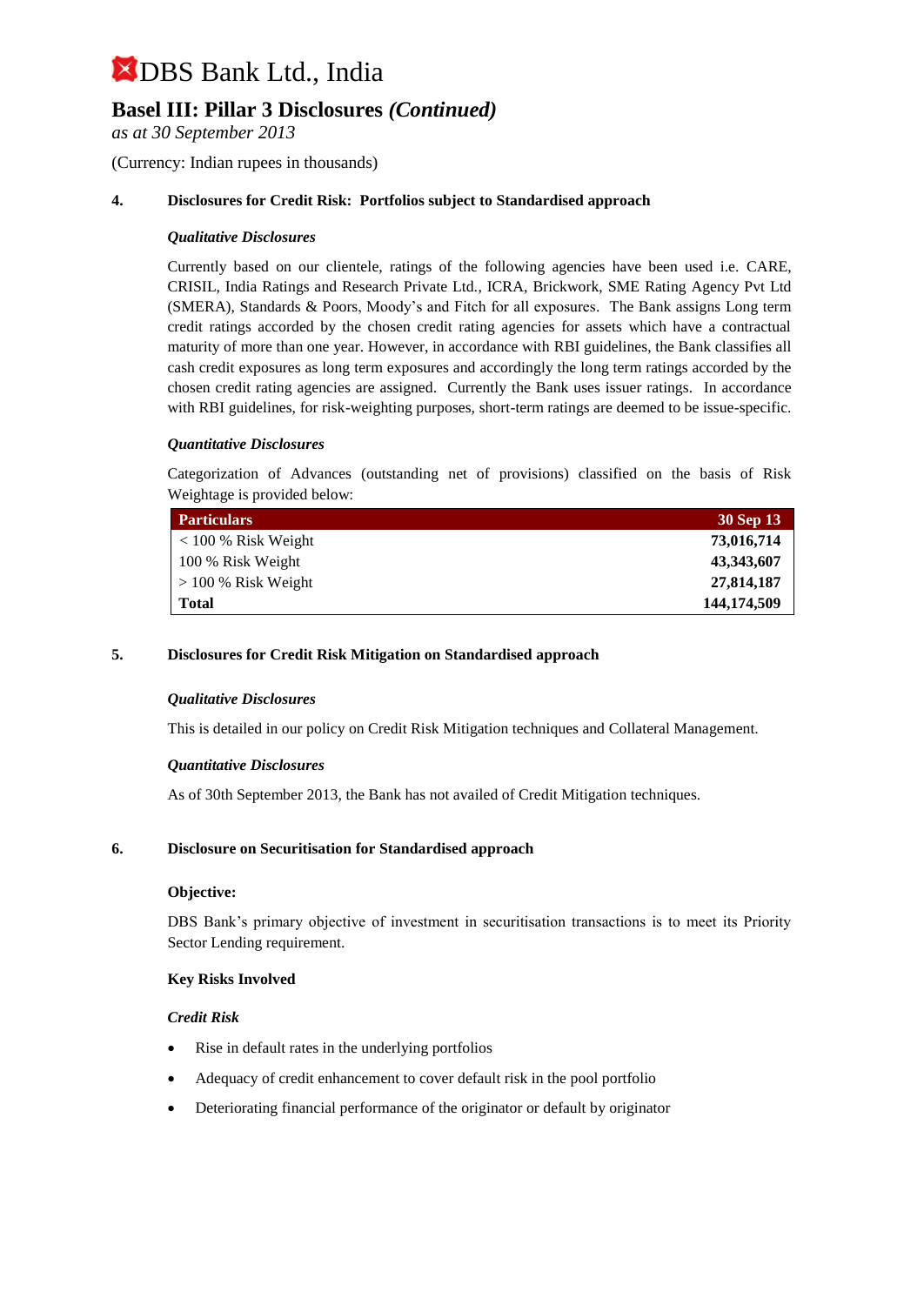# DBS Bank Ltd., India

## Basel III: Pillar 3 Disclosures *(Continued)*

*as at 30 September 2013*

(Currency: Indian rupees in thousands)

### 4. Disclosures for Credit Risk: Portfolios subject to Standardised approach

***Qualitative Disclosures***

Currently based on our clientele, ratings of the following agencies have been used i.e. CARE, CRISIL, India Ratings and Research Private Ltd., ICRA, Brickwork, SME Rating Agency Pvt Ltd (SMERA), Standards & Poors, Moody's and Fitch for all exposures. The Bank assigns Long term credit ratings accorded by the chosen credit rating agencies for assets which have a contractual maturity of more than one year. However, in accordance with RBI guidelines, the Bank classifies all cash credit exposures as long term exposures and accordingly the long term ratings accorded by the chosen credit rating agencies are assigned. Currently the Bank uses issuer ratings. In accordance with RBI guidelines, for risk-weighting purposes, short-term ratings are deemed to be issue-specific.

***Quantitative Disclosures***

Categorization of Advances (outstanding net of provisions) classified on the basis of Risk Weightage is provided below:

| Particulars | 30 Sep 13 |
|---|---|
| < 100 % Risk Weight | **73,016,714** |
| 100 % Risk Weight | **43,343,607** |
| > 100 % Risk Weight | **27,814,187** |
| **Total** | **144,174,509** |

### 5. Disclosures for Credit Risk Mitigation on Standardised approach

***Qualitative Disclosures***

This is detailed in our policy on Credit Risk Mitigation techniques and Collateral Management.

***Quantitative Disclosures***

As of 30th September 2013, the Bank has not availed of Credit Mitigation techniques.

### 6. Disclosure on Securitisation for Standardised approach

**Objective:**

DBS Bank's primary objective of investment in securitisation transactions is to meet its Priority Sector Lending requirement.

**Key Risks Involved**

***Credit Risk***

- Rise in default rates in the underlying portfolios
- Adequacy of credit enhancement to cover default risk in the pool portfolio
- Deteriorating financial performance of the originator or default by originator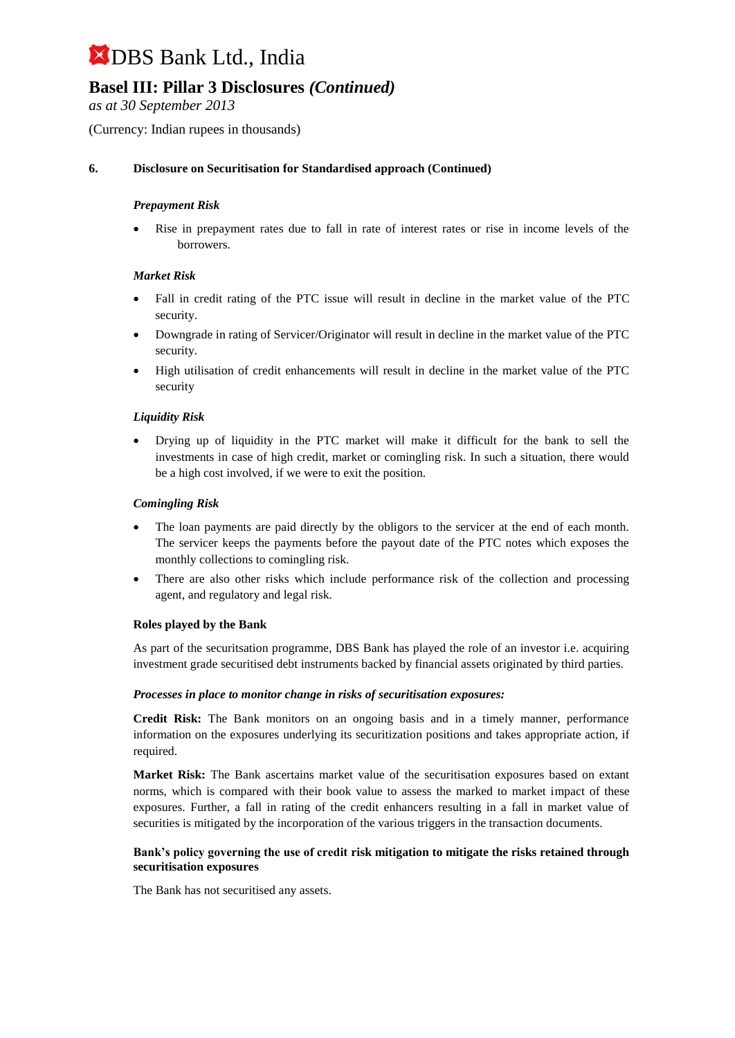# DBS Bank Ltd., India

## Basel III: Pillar 3 Disclosures *(Continued)*

*as at 30 September 2013*

(Currency: Indian rupees in thousands)

### 6. Disclosure on Securitsation for Standardised approach (Continued)

***Prepayment Risk***

- Rise in prepayment rates due to fall in rate of interest rates or rise in income levels of the borrowers.

***Market Risk***

- Fall in credit rating of the PTC issue will result in decline in the market value of the PTC security.
- Downgrade in rating of Servicer/Originator will result in decline in the market value of the PTC security.
- High utilisation of credit enhancements will result in decline in the market value of the PTC security

***Liquidity Risk***

- Drying up of liquidity in the PTC market will make it difficult for the bank to sell the investments in case of high credit, market or comingling risk. In such a situation, there would be a high cost involved, if we were to exit the position.

***Comingling Risk***

- The loan payments are paid directly by the obligors to the servicer at the end of each month. The servicer keeps the payments before the payout date of the PTC notes which exposes the monthly collections to comingling risk.
- There are also other risks which include performance risk of the collection and processing agent, and regulatory and legal risk.

**Roles played by the Bank**

As part of the securitsation programme, DBS Bank has played the role of an investor i.e. acquiring investment grade securitised debt instruments backed by financial assets originated by third parties.

***Processes in place to monitor change in risks of securitisation exposures:***

**Credit Risk:** The Bank monitors on an ongoing basis and in a timely manner, performance information on the exposures underlying its securitization positions and takes appropriate action, if required.

**Market Risk:** The Bank ascertains market value of the securitisation exposures based on extant norms, which is compared with their book value to assess the marked to market impact of these exposures. Further, a fall in rating of the credit enhancers resulting in a fall in market value of securities is mitigated by the incorporation of the various triggers in the transaction documents.

**Bank's policy governing the use of credit risk mitigation to mitigate the risks retained through securitisation exposures**

The Bank has not securitised any assets.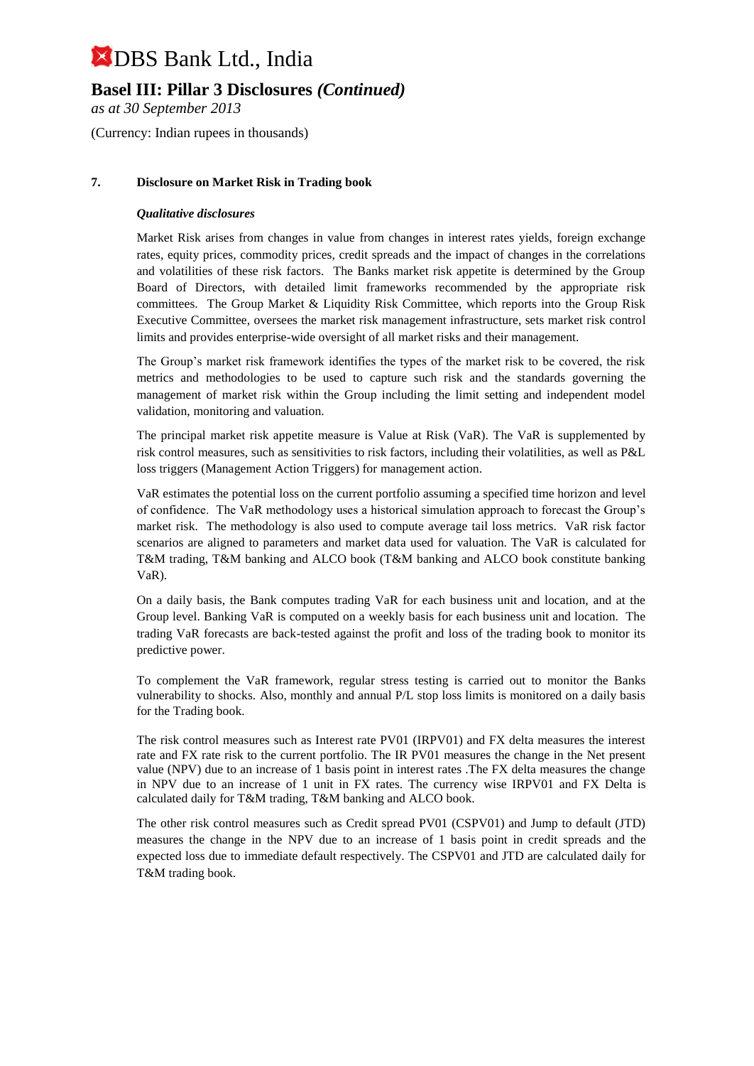## 7. Disclosure on Market Risk in Trading book

### *Qualitative disclosures*

Market Risk arises from changes in value from changes in interest rates yields, foreign exchange rates, equity prices, commodity prices, credit spreads and the impact of changes in the correlations and volatilities of these risk factors. The Banks market risk appetite is determined by the Group Board of Directors, with detailed limit frameworks recommended by the appropriate risk committees. The Group Market & Liquidity Risk Committee, which reports into the Group Risk Executive Committee, oversees the market risk management infrastructure, sets market risk control limits and provides enterprise-wide oversight of all market risks and their management.

The Group's market risk framework identifies the types of the market risk to be covered, the risk metrics and methodologies to be used to capture such risk and the standards governing the management of market risk within the Group including the limit setting and independent model validation, monitoring and valuation.

The principal market risk appetite measure is Value at Risk (VaR). The VaR is supplemented by risk control measures, such as sensitivities to risk factors, including their volatilities, as well as P&L loss triggers (Management Action Triggers) for management action.

VaR estimates the potential loss on the current portfolio assuming a specified time horizon and level of confidence. The VaR methodology uses a historical simulation approach to forecast the Group's market risk. The methodology is also used to compute average tail loss metrics. VaR risk factor scenarios are aligned to parameters and market data used for valuation. The VaR is calculated for T&M trading, T&M banking and ALCO book (T&M banking and ALCO book constitute banking VaR).

On a daily basis, the Bank computes trading VaR for each business unit and location, and at the Group level. Banking VaR is computed on a weekly basis for each business unit and location. The trading VaR forecasts are back-tested against the profit and loss of the trading book to monitor its predictive power.

To complement the VaR framework, regular stress testing is carried out to monitor the Banks vulnerability to shocks. Also, monthly and annual P/L stop loss limits is monitored on a daily basis for the Trading book.

The risk control measures such as Interest rate PV01 (IRPV01) and FX delta measures the interest rate and FX rate risk to the current portfolio. The IR PV01 measures the change in the Net present value (NPV) due to an increase of 1 basis point in interest rates .The FX delta measures the change in NPV due to an increase of 1 unit in FX rates. The currency wise IRPV01 and FX Delta is calculated daily for T&M trading, T&M banking and ALCO book.

The other risk control measures such as Credit spread PV01 (CSPV01) and Jump to default (JTD) measures the change in the NPV due to an increase of 1 basis point in credit spreads and the expected loss due to immediate default respectively. The CSPV01 and JTD are calculated daily for T&M trading book.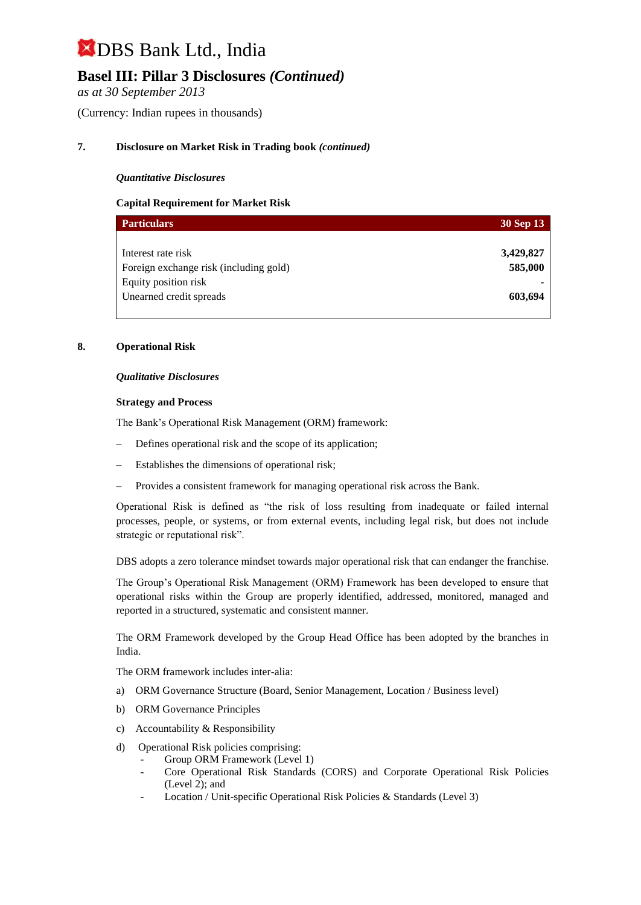# DBS Bank Ltd., India

## Basel III: Pillar 3 Disclosures *(Continued)*

*as at 30 September 2013*

(Currency: Indian rupees in thousands)

### 7. Disclosure on Market Risk in Trading book *(continued)*

***Quantitative Disclosures***

**Capital Requirement for Market Risk**

| Particulars | 30 Sep 13 |
|---|---|
| Interest rate risk | **3,429,827** |
| Foreign exchange risk (including gold) | **585,000** |
| Equity position risk | - |
| Unearned credit spreads | **603,694** |

### 8. Operational Risk

***Qualitative Disclosures***

**Strategy and Process**

The Bank's Operational Risk Management (ORM) framework:

– Defines operational risk and the scope of its application;

– Establishes the dimensions of operational risk;

– Provides a consistent framework for managing operational risk across the Bank.

Operational Risk is defined as "the risk of loss resulting from inadequate or failed internal processes, people, or systems, or from external events, including legal risk, but does not include strategic or reputational risk".

DBS adopts a zero tolerance mindset towards major operational risk that can endanger the franchise.

The Group's Operational Risk Management (ORM) Framework has been developed to ensure that operational risks within the Group are properly identified, addressed, monitored, managed and reported in a structured, systematic and consistent manner.

The ORM Framework developed by the Group Head Office has been adopted by the branches in India.

The ORM framework includes inter-alia:

a) ORM Governance Structure (Board, Senior Management, Location / Business level)

b) ORM Governance Principles

c) Accountability & Responsibility

d) Operational Risk policies comprising:
   - Group ORM Framework (Level 1)
   - Core Operational Risk Standards (CORS) and Corporate Operational Risk Policies (Level 2); and
   - Location / Unit-specific Operational Risk Policies & Standards (Level 3)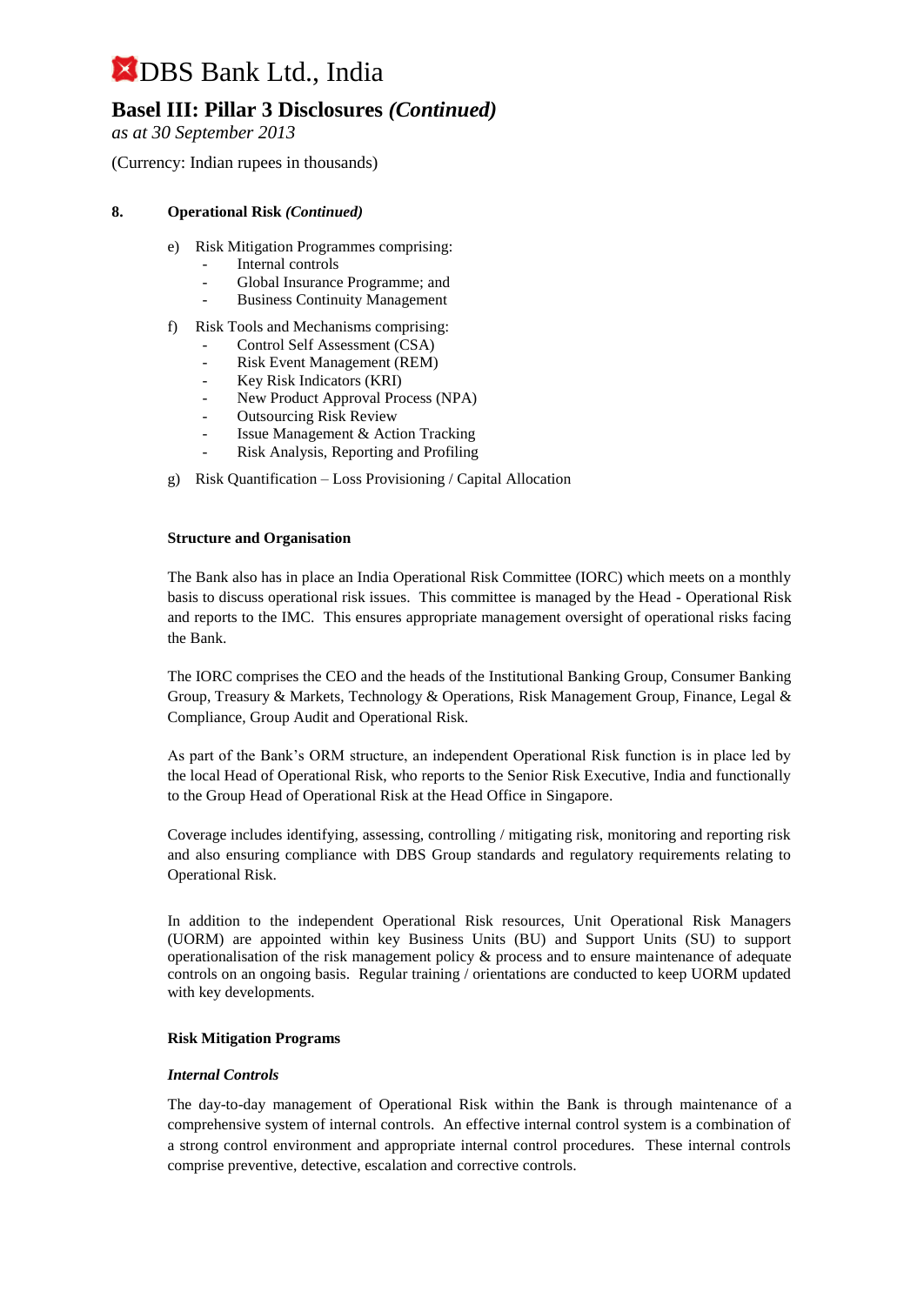## 8. Operational Risk *(Continued)*

e) Risk Mitigation Programmes comprising:
   - Internal controls
   - Global Insurance Programme; and
   - Business Continuity Management

f) Risk Tools and Mechanisms comprising:
   - Control Self Assessment (CSA)
   - Risk Event Management (REM)
   - Key Risk Indicators (KRI)
   - New Product Approval Process (NPA)
   - Outsourcing Risk Review
   - Issue Management & Action Tracking
   - Risk Analysis, Reporting and Profiling

g) Risk Quantification – Loss Provisioning / Capital Allocation

**Structure and Organisation**

The Bank also has in place an India Operational Risk Committee (IORC) which meets on a monthly basis to discuss operational risk issues. This committee is managed by the Head - Operational Risk and reports to the IMC. This ensures appropriate management oversight of operational risks facing the Bank.

The IORC comprises the CEO and the heads of the Institutional Banking Group, Consumer Banking Group, Treasury & Markets, Technology & Operations, Risk Management Group, Finance, Legal & Compliance, Group Audit and Operational Risk.

As part of the Bank's ORM structure, an independent Operational Risk function is in place led by the local Head of Operational Risk, who reports to the Senior Risk Executive, India and functionally to the Group Head of Operational Risk at the Head Office in Singapore.

Coverage includes identifying, assessing, controlling / mitigating risk, monitoring and reporting risk and also ensuring compliance with DBS Group standards and regulatory requirements relating to Operational Risk.

In addition to the independent Operational Risk resources, Unit Operational Risk Managers (UORM) are appointed within key Business Units (BU) and Support Units (SU) to support operationalisation of the risk management policy & process and to ensure maintenance of adequate controls on an ongoing basis. Regular training / orientations are conducted to keep UORM updated with key developments.

**Risk Mitigation Programs**

***Internal Controls***

The day-to-day management of Operational Risk within the Bank is through maintenance of a comprehensive system of internal controls. An effective internal control system is a combination of a strong control environment and appropriate internal control procedures. These internal controls comprise preventive, detective, escalation and corrective controls.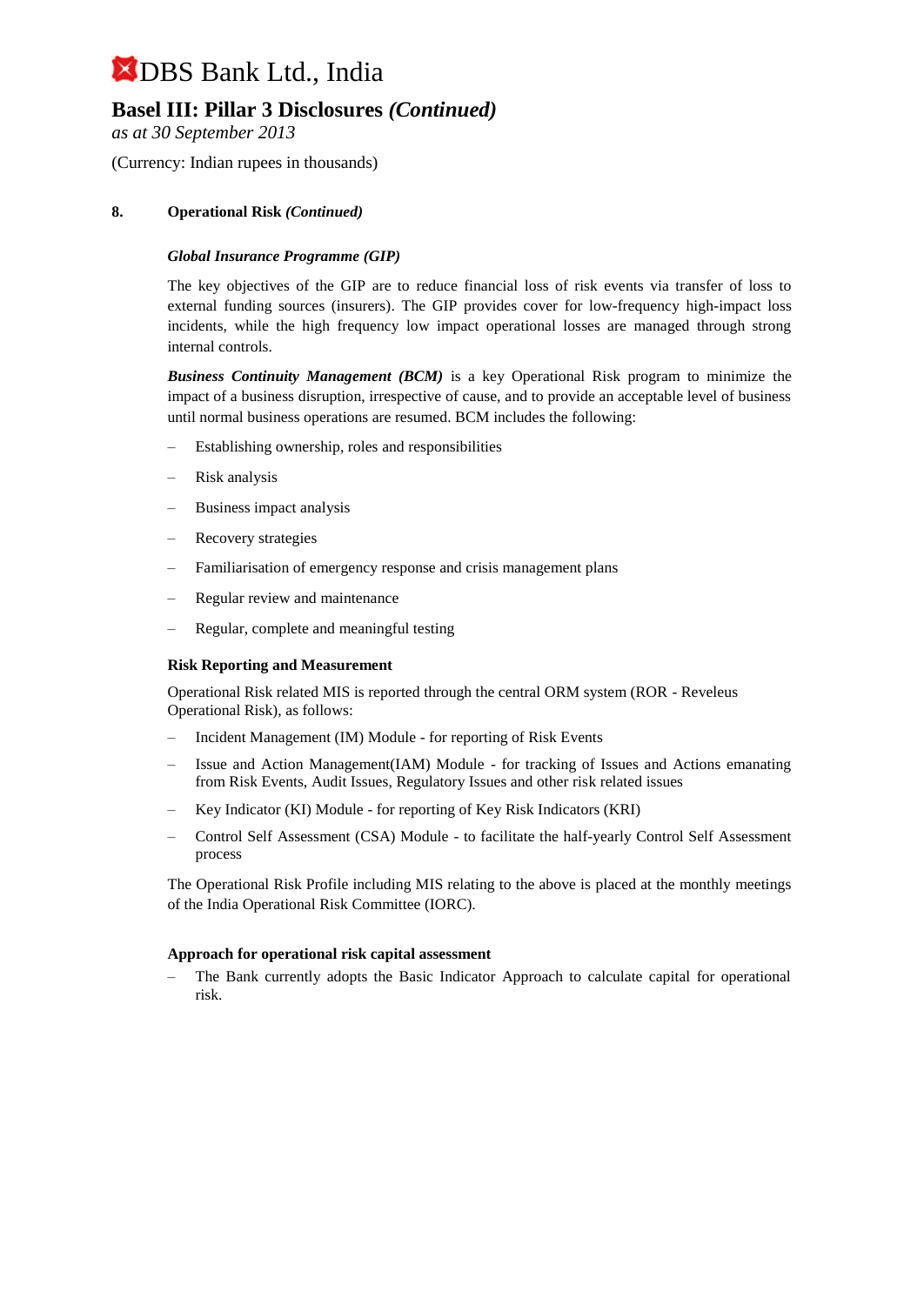## 8. Operational Risk *(Continued)*

***Global Insurance Programme (GIP)***

The key objectives of the GIP are to reduce financial loss of risk events via transfer of loss to external funding sources (insurers). The GIP provides cover for low-frequency high-impact loss incidents, while the high frequency low impact operational losses are managed through strong internal controls.

***Business Continuity Management (BCM)*** is a key Operational Risk program to minimize the impact of a business disruption, irrespective of cause, and to provide an acceptable level of business until normal business operations are resumed. BCM includes the following:

- Establishing ownership, roles and responsibilities
- Risk analysis
- Business impact analysis
- Recovery strategies
- Familiarisation of emergency response and crisis management plans
- Regular review and maintenance
- Regular, complete and meaningful testing

**Risk Reporting and Measurement**

Operational Risk related MIS is reported through the central ORM system (ROR - Reveleus Operational Risk), as follows:

- Incident Management (IM) Module - for reporting of Risk Events
- Issue and Action Management(IAM) Module - for tracking of Issues and Actions emanating from Risk Events, Audit Issues, Regulatory Issues and other risk related issues
- Key Indicator (KI) Module - for reporting of Key Risk Indicators (KRI)
- Control Self Assessment (CSA) Module - to facilitate the half-yearly Control Self Assessment process

The Operational Risk Profile including MIS relating to the above is placed at the monthly meetings of the India Operational Risk Committee (IORC).

**Approach for operational risk capital assessment**

- The Bank currently adopts the Basic Indicator Approach to calculate capital for operational risk.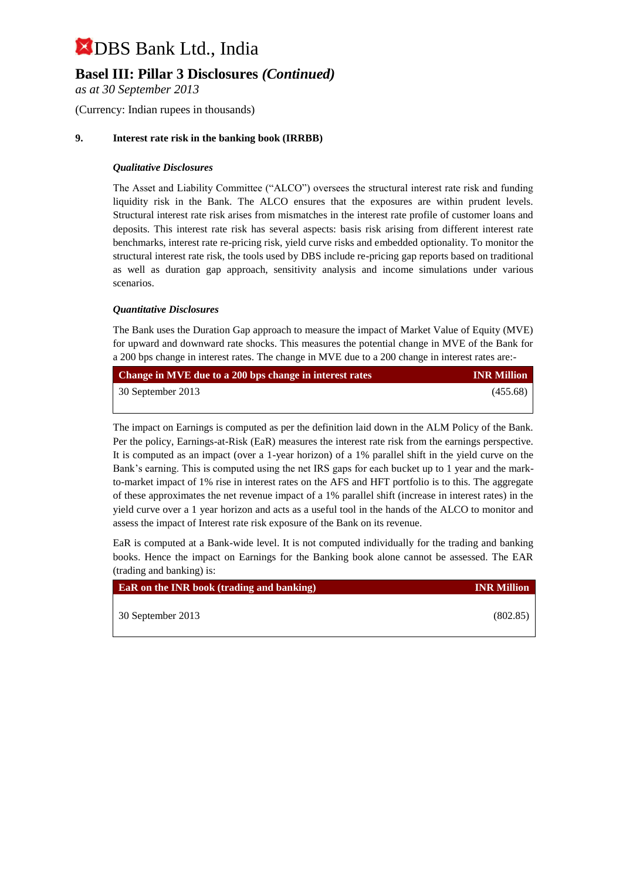# DBS Bank Ltd., India

## Basel III: Pillar 3 Disclosures *(Continued)*

*as at 30 September 2013*

(Currency: Indian rupees in thousands)

### 9. Interest rate risk in the banking book (IRRBB)

***Qualitative Disclosures***

The Asset and Liability Committee ("ALCO") oversees the structural interest rate risk and funding liquidity risk in the Bank. The ALCO ensures that the exposures are within prudent levels. Structural interest rate risk arises from mismatches in the interest rate profile of customer loans and deposits. This interest rate risk has several aspects: basis risk arising from different interest rate benchmarks, interest rate re-pricing risk, yield curve risks and embedded optionality. To monitor the structural interest rate risk, the tools used by DBS include re-pricing gap reports based on traditional as well as duration gap approach, sensitivity analysis and income simulations under various scenarios.

***Quantitative Disclosures***

The Bank uses the Duration Gap approach to measure the impact of Market Value of Equity (MVE) for upward and downward rate shocks. This measures the potential change in MVE of the Bank for a 200 bps change in interest rates. The change in MVE due to a 200 change in interest rates are:-

| Change in MVE due to a 200 bps change in interest rates | INR Million |
|---|---|
| 30 September 2013 | (455.68) |

The impact on Earnings is computed as per the definition laid down in the ALM Policy of the Bank. Per the policy, Earnings-at-Risk (EaR) measures the interest rate risk from the earnings perspective. It is computed as an impact (over a 1-year horizon) of a 1% parallel shift in the yield curve on the Bank's earning. This is computed using the net IRS gaps for each bucket up to 1 year and the mark-to-market impact of 1% rise in interest rates on the AFS and HFT portfolio is to this. The aggregate of these approximates the net revenue impact of a 1% parallel shift (increase in interest rates) in the yield curve over a 1 year horizon and acts as a useful tool in the hands of the ALCO to monitor and assess the impact of Interest rate risk exposure of the Bank on its revenue.

EaR is computed at a Bank-wide level. It is not computed individually for the trading and banking books. Hence the impact on Earnings for the Banking book alone cannot be assessed. The EAR (trading and banking) is:

| EaR on the INR book (trading and banking) | INR Million |
|---|---|
| 30 September 2013 | (802.85) |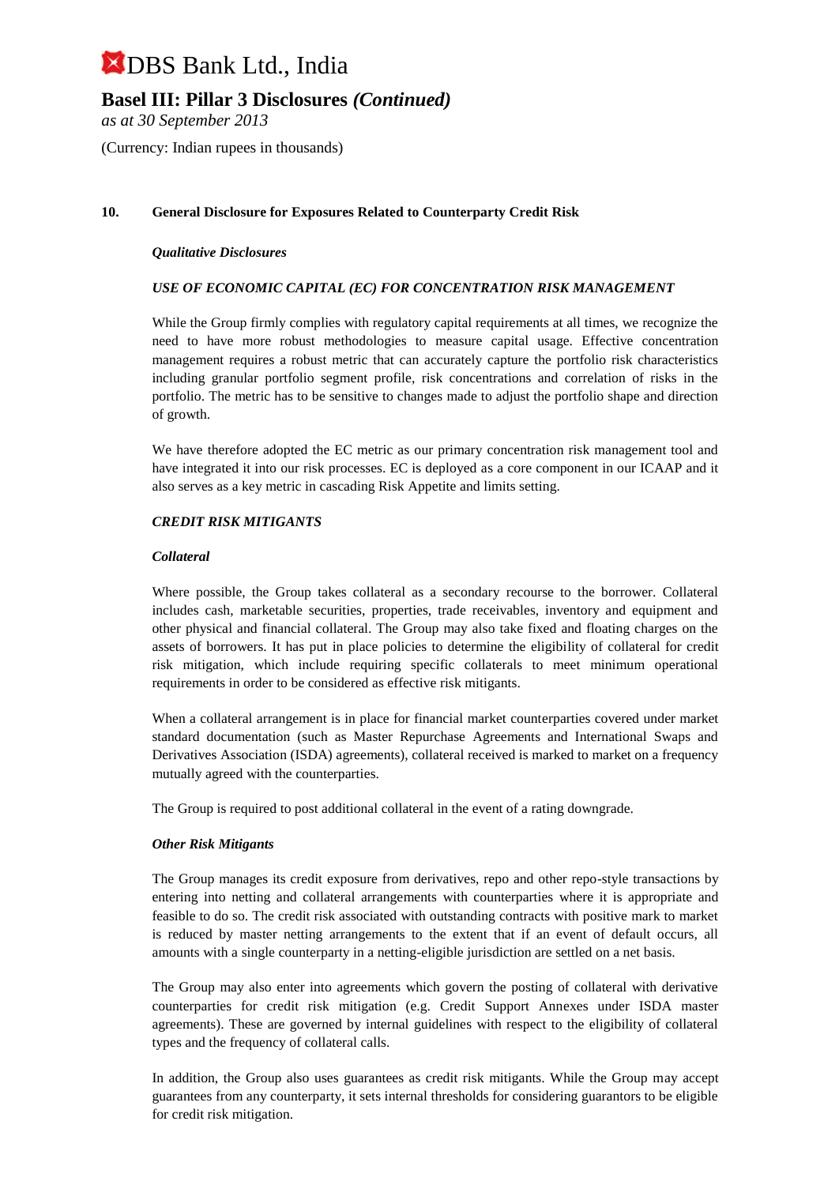## 10. General Disclosure for Exposures Related to Counterparty Credit Risk

***Qualitative Disclosures***

***USE OF ECONOMIC CAPITAL (EC) FOR CONCENTRATION RISK MANAGEMENT***

While the Group firmly complies with regulatory capital requirements at all times, we recognize the need to have more robust methodologies to measure capital usage. Effective concentration management requires a robust metric that can accurately capture the portfolio risk characteristics including granular portfolio segment profile, risk concentrations and correlation of risks in the portfolio. The metric has to be sensitive to changes made to adjust the portfolio shape and direction of growth.

We have therefore adopted the EC metric as our primary concentration risk management tool and have integrated it into our risk processes. EC is deployed as a core component in our ICAAP and it also serves as a key metric in cascading Risk Appetite and limits setting.

***CREDIT RISK MITIGANTS***

***Collateral***

Where possible, the Group takes collateral as a secondary recourse to the borrower. Collateral includes cash, marketable securities, properties, trade receivables, inventory and equipment and other physical and financial collateral. The Group may also take fixed and floating charges on the assets of borrowers. It has put in place policies to determine the eligibility of collateral for credit risk mitigation, which include requiring specific collaterals to meet minimum operational requirements in order to be considered as effective risk mitigants.

When a collateral arrangement is in place for financial market counterparties covered under market standard documentation (such as Master Repurchase Agreements and International Swaps and Derivatives Association (ISDA) agreements), collateral received is marked to market on a frequency mutually agreed with the counterparties.

The Group is required to post additional collateral in the event of a rating downgrade.

***Other Risk Mitigants***

The Group manages its credit exposure from derivatives, repo and other repo-style transactions by entering into netting and collateral arrangements with counterparties where it is appropriate and feasible to do so. The credit risk associated with outstanding contracts with positive mark to market is reduced by master netting arrangements to the extent that if an event of default occurs, all amounts with a single counterparty in a netting-eligible jurisdiction are settled on a net basis.

The Group may also enter into agreements which govern the posting of collateral with derivative counterparties for credit risk mitigation (e.g. Credit Support Annexes under ISDA master agreements). These are governed by internal guidelines with respect to the eligibility of collateral types and the frequency of collateral calls.

In addition, the Group also uses guarantees as credit risk mitigants. While the Group may accept guarantees from any counterparty, it sets internal thresholds for considering guarantors to be eligible for credit risk mitigation.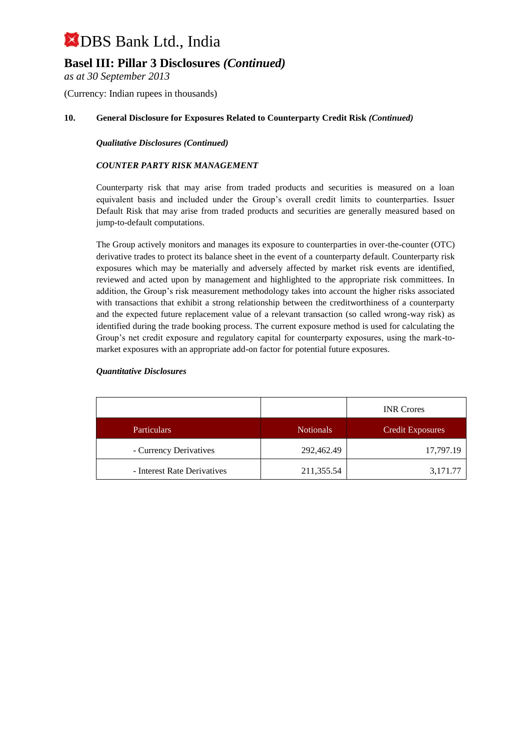# DBS Bank Ltd., India

## Basel III: Pillar 3 Disclosures *(Continued)*

*as at 30 September 2013*

(Currency: Indian rupees in thousands)

### 10. General Disclosure for Exposures Related to Counterparty Credit Risk *(Continued)*

***Qualitative Disclosures (Continued)***

***COUNTER PARTY RISK MANAGEMENT***

Counterparty risk that may arise from traded products and securities is measured on a loan equivalent basis and included under the Group's overall credit limits to counterparties. Issuer Default Risk that may arise from traded products and securities are generally measured based on jump-to-default computations.

The Group actively monitors and manages its exposure to counterparties in over-the-counter (OTC) derivative trades to protect its balance sheet in the event of a counterparty default. Counterparty risk exposures which may be materially and adversely affected by market risk events are identified, reviewed and acted upon by management and highlighted to the appropriate risk committees. In addition, the Group's risk measurement methodology takes into account the higher risks associated with transactions that exhibit a strong relationship between the creditworthiness of a counterparty and the expected future replacement value of a relevant transaction (so called wrong-way risk) as identified during the trade booking process. The current exposure method is used for calculating the Group's net credit exposure and regulatory capital for counterparty exposures, using the mark-to-market exposures with an appropriate add-on factor for potential future exposures.

***Quantitative Disclosures***

| | | INR Crores |
|---|---|---|
| Particulars | Notionals | Credit Exposures |
| - Currency Derivatives | 292,462.49 | 17,797.19 |
| - Interest Rate Derivatives | 211,355.54 | 3,171.77 |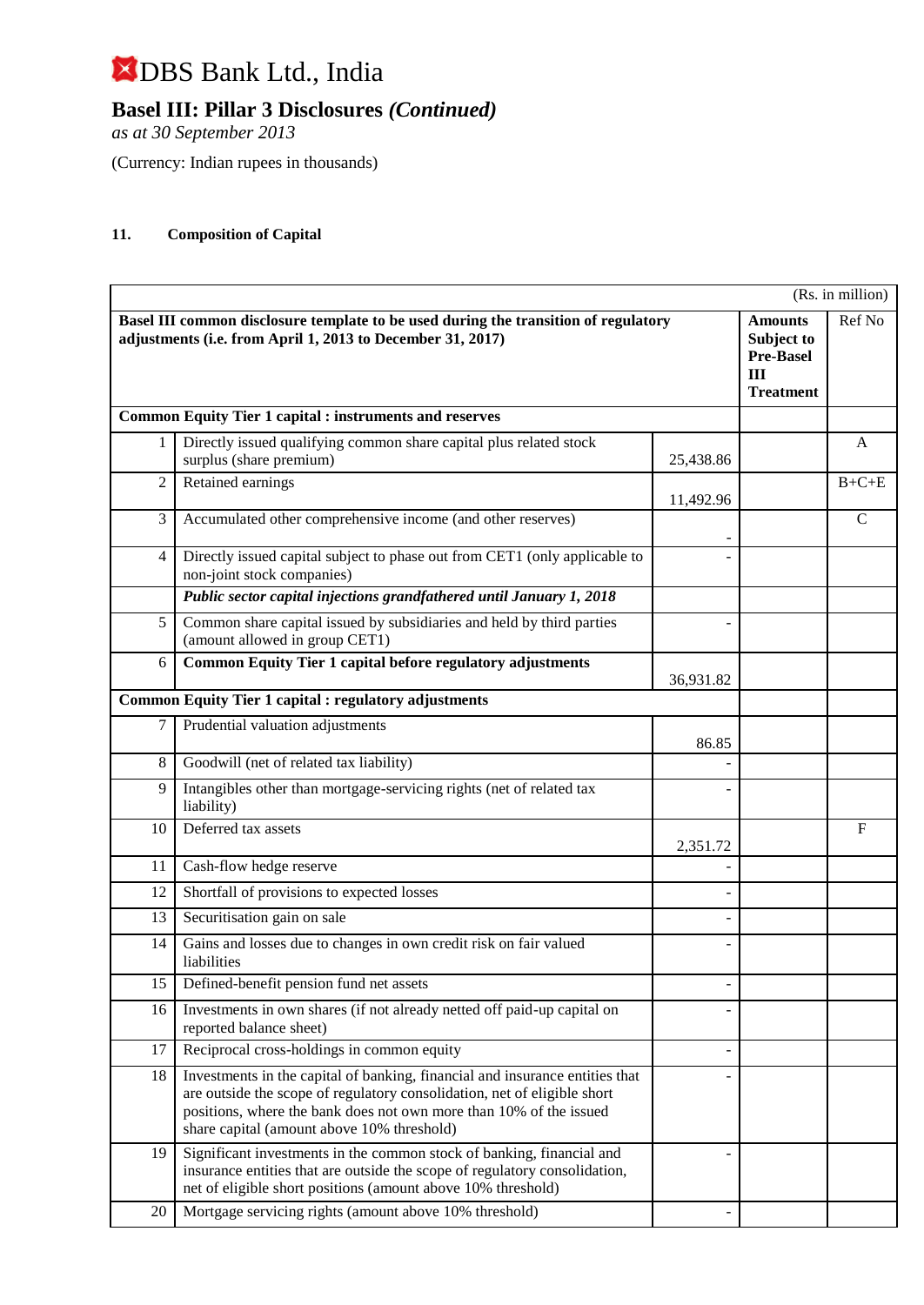# DBS Bank Ltd., India

## Basel III: Pillar 3 Disclosures *(Continued)*

*as at 30 September 2013*

(Currency: Indian rupees in thousands)

### 11. Composition of Capital

| | | | | (Rs. in million) |
|---|---|---|---|---|
| **Basel III common disclosure template to be used during the transition of regulatory adjustments (i.e. from April 1, 2013 to December 31, 2017)** | | | **Amounts Subject to Pre-Basel III Treatment** | Ref No |
| **Common Equity Tier 1 capital : instruments and reserves** | | | | |
| 1 | Directly issued qualifying common share capital plus related stock surplus (share premium) | 25,438.86 | | A |
| 2 | Retained earnings | 11,492.96 | | B+C+E |
| 3 | Accumulated other comprehensive income (and other reserves) | - | | C |
| 4 | Directly issued capital subject to phase out from CET1 (only applicable to non-joint stock companies) | - | | |
| | ***Public sector capital injections grandfathered until January 1, 2018*** | | | |
| 5 | Common share capital issued by subsidiaries and held by third parties (amount allowed in group CET1) | - | | |
| 6 | **Common Equity Tier 1 capital before regulatory adjustments** | 36,931.82 | | |
| **Common Equity Tier 1 capital : regulatory adjustments** | | | | |
| 7 | Prudential valuation adjustments | 86.85 | | |
| 8 | Goodwill (net of related tax liability) | - | | |
| 9 | Intangibles other than mortgage-servicing rights (net of related tax liability) | - | | |
| 10 | Deferred tax assets | 2,351.72 | | F |
| 11 | Cash-flow hedge reserve | - | | |
| 12 | Shortfall of provisions to expected losses | - | | |
| 13 | Securitisation gain on sale | - | | |
| 14 | Gains and losses due to changes in own credit risk on fair valued liabilities | - | | |
| 15 | Defined-benefit pension fund net assets | - | | |
| 16 | Investments in own shares (if not already netted off paid-up capital on reported balance sheet) | - | | |
| 17 | Reciprocal cross-holdings in common equity | - | | |
| 18 | Investments in the capital of banking, financial and insurance entities that are outside the scope of regulatory consolidation, net of eligible short positions, where the bank does not own more than 10% of the issued share capital (amount above 10% threshold) | - | | |
| 19 | Significant investments in the common stock of banking, financial and insurance entities that are outside the scope of regulatory consolidation, net of eligible short positions (amount above 10% threshold) | - | | |
| 20 | Mortgage servicing rights (amount above 10% threshold) | - | | |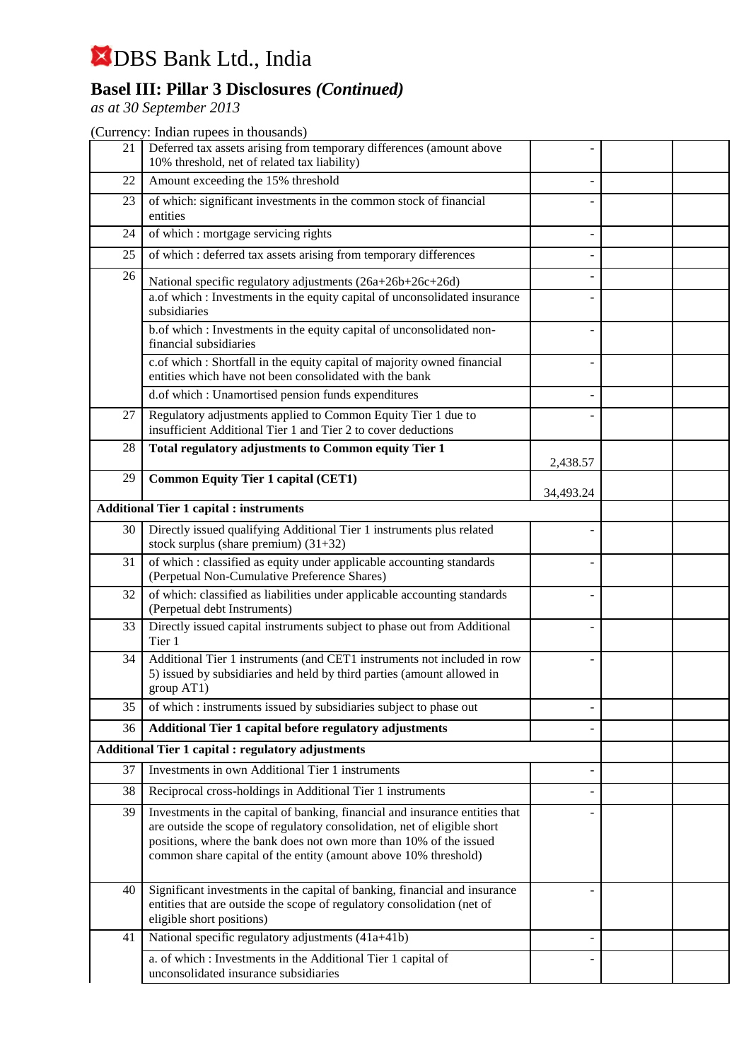# DBS Bank Ltd., India

## Basel III: Pillar 3 Disclosures *(Continued)*

*as at 30 September 2013*

(Currency: Indian rupees in thousands)

| | | | | |
|---|---|---|---|---|
| 21 | Deferred tax assets arising from temporary differences (amount above 10% threshold, net of related tax liability) | - | | |
| 22 | Amount exceeding the 15% threshold | - | | |
| 23 | of which: significant investments in the common stock of financial entities | - | | |
| 24 | of which : mortgage servicing rights | - | | |
| 25 | of which : deferred tax assets arising from temporary differences | - | | |
| 26 | National specific regulatory adjustments (26a+26b+26c+26d) | - | | |
| | a.of which : Investments in the equity capital of unconsolidated insurance subsidiaries | - | | |
| | b.of which : Investments in the equity capital of unconsolidated non-financial subsidiaries | - | | |
| | c.of which : Shortfall in the equity capital of majority owned financial entities which have not been consolidated with the bank | - | | |
| | d.of which : Unamortised pension funds expenditures | - | | |
| 27 | Regulatory adjustments applied to Common Equity Tier 1 due to insufficient Additional Tier 1 and Tier 2 to cover deductions | - | | |
| 28 | **Total regulatory adjustments to Common equity Tier 1** | 2,438.57 | | |
| 29 | **Common Equity Tier 1 capital (CET1)** | 34,493.24 | | |
| **Additional Tier 1 capital : instruments** | | | | |
| 30 | Directly issued qualifying Additional Tier 1 instruments plus related stock surplus (share premium) (31+32) | - | | |
| 31 | of which : classified as equity under applicable accounting standards (Perpetual Non-Cumulative Preference Shares) | - | | |
| 32 | of which: classified as liabilities under applicable accounting standards (Perpetual debt Instruments) | - | | |
| 33 | Directly issued capital instruments subject to phase out from Additional Tier 1 | - | | |
| 34 | Additional Tier 1 instruments (and CET1 instruments not included in row 5) issued by subsidiaries and held by third parties (amount allowed in group AT1) | - | | |
| 35 | of which : instruments issued by subsidiaries subject to phase out | - | | |
| 36 | **Additional Tier 1 capital before regulatory adjustments** | - | | |
| **Additional Tier 1 capital : regulatory adjustments** | | | | |
| 37 | Investments in own Additional Tier 1 instruments | - | | |
| 38 | Reciprocal cross-holdings in Additional Tier 1 instruments | - | | |
| 39 | Investments in the capital of banking, financial and insurance entities that are outside the scope of regulatory consolidation, net of eligible short positions, where the bank does not own more than 10% of the issued common share capital of the entity (amount above 10% threshold) | - | | |
| 40 | Significant investments in the capital of banking, financial and insurance entities that are outside the scope of regulatory consolidation (net of eligible short positions) | - | | |
| 41 | National specific regulatory adjustments (41a+41b) | - | | |
| | a. of which : Investments in the Additional Tier 1 capital of unconsolidated insurance subsidiaries | - | | |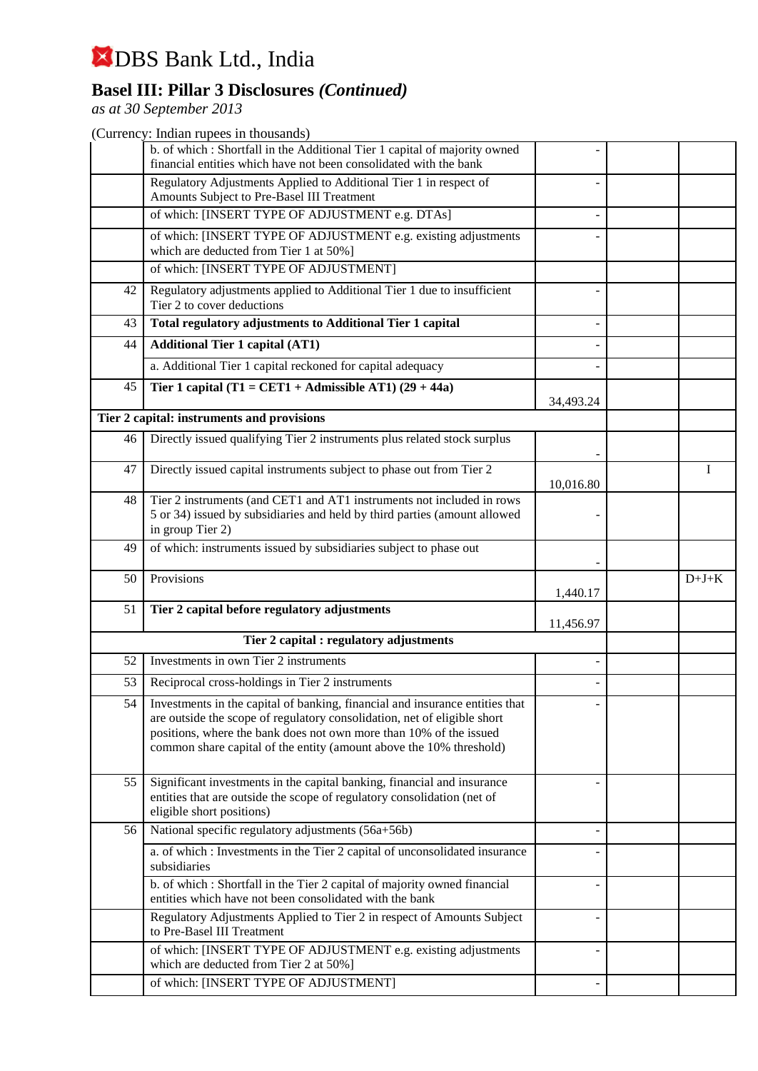# DBS Bank Ltd., India

## Basel III: Pillar 3 Disclosures *(Continued)*

*as at 30 September 2013*

(Currency: Indian rupees in thousands)

| | | | | |
|---|---|---|---|---|
| | b. of which : Shortfall in the Additional Tier 1 capital of majority owned financial entities which have not been consolidated with the bank | - | | |
| | Regulatory Adjustments Applied to Additional Tier 1 in respect of Amounts Subject to Pre-Basel III Treatment | - | | |
| | of which: [INSERT TYPE OF ADJUSTMENT e.g. DTAs] | - | | |
| | of which: [INSERT TYPE OF ADJUSTMENT e.g. existing adjustments which are deducted from Tier 1 at 50%] | - | | |
| | of which: [INSERT TYPE OF ADJUSTMENT] | | | |
| 42 | Regulatory adjustments applied to Additional Tier 1 due to insufficient Tier 2 to cover deductions | - | | |
| 43 | **Total regulatory adjustments to Additional Tier 1 capital** | - | | |
| 44 | **Additional Tier 1 capital (AT1)** | - | | |
| | a. Additional Tier 1 capital reckoned for capital adequacy | - | | |
| 45 | **Tier 1 capital (T1 = CET1 + Admissible AT1) (29 + 44a)** | 34,493.24 | | |
| **Tier 2 capital: instruments and provisions** | | | | |
| 46 | Directly issued qualifying Tier 2 instruments plus related stock surplus | - | | |
| 47 | Directly issued capital instruments subject to phase out from Tier 2 | 10,016.80 | | I |
| 48 | Tier 2 instruments (and CET1 and AT1 instruments not included in rows 5 or 34) issued by subsidiaries and held by third parties (amount allowed in group Tier 2) | - | | |
| 49 | of which: instruments issued by subsidiaries subject to phase out | - | | |
| 50 | Provisions | 1,440.17 | | D+J+K |
| 51 | **Tier 2 capital before regulatory adjustments** | 11,456.97 | | |
| **Tier 2 capital : regulatory adjustments** | | | | |
| 52 | Investments in own Tier 2 instruments | - | | |
| 53 | Reciprocal cross-holdings in Tier 2 instruments | - | | |
| 54 | Investments in the capital of banking, financial and insurance entities that are outside the scope of regulatory consolidation, net of eligible short positions, where the bank does not own more than 10% of the issued common share capital of the entity (amount above the 10% threshold) | - | | |
| 55 | Significant investments in the capital banking, financial and insurance entities that are outside the scope of regulatory consolidation (net of eligible short positions) | - | | |
| 56 | National specific regulatory adjustments (56a+56b) | - | | |
| | a. of which : Investments in the Tier 2 capital of unconsolidated insurance subsidiaries | - | | |
| | b. of which : Shortfall in the Tier 2 capital of majority owned financial entities which have not been consolidated with the bank | - | | |
| | Regulatory Adjustments Applied to Tier 2 in respect of Amounts Subject to Pre-Basel III Treatment | - | | |
| | of which: [INSERT TYPE OF ADJUSTMENT e.g. existing adjustments which are deducted from Tier 2 at 50%] | - | | |
| | of which: [INSERT TYPE OF ADJUSTMENT] | - | | |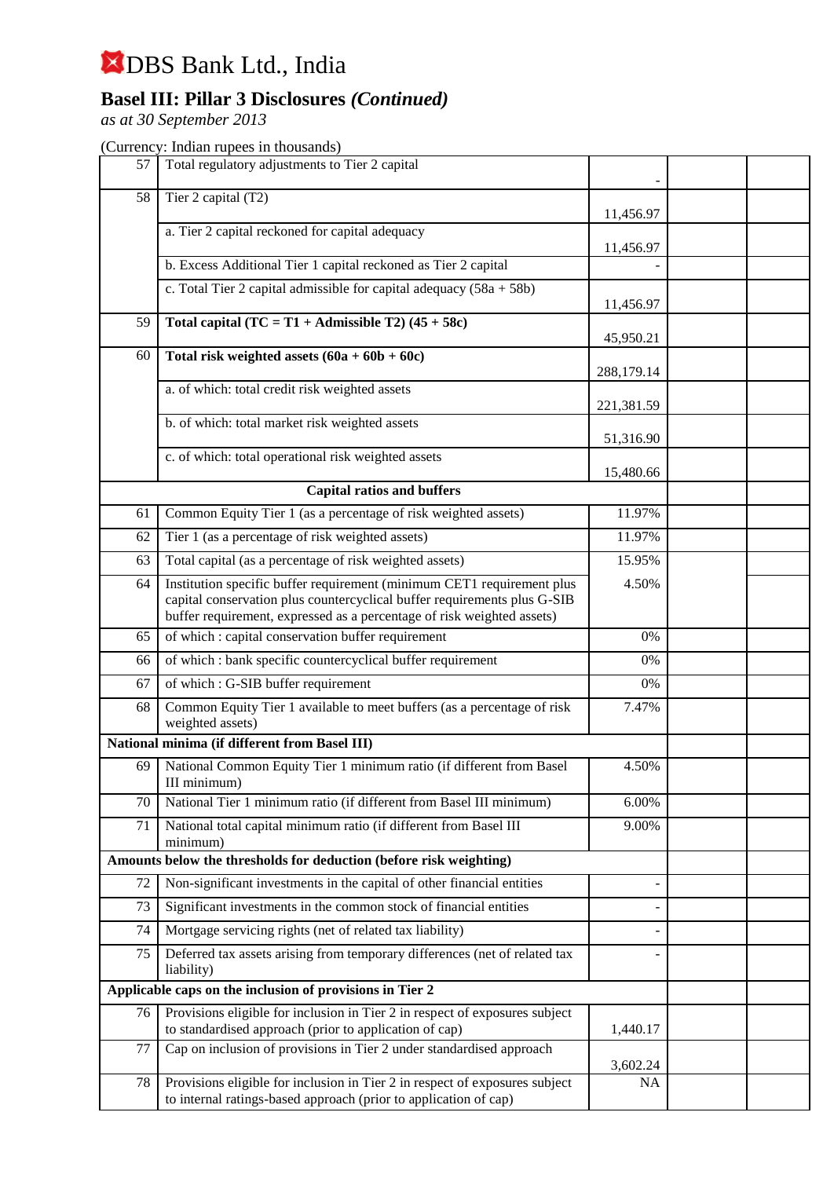# DBS Bank Ltd., India

## Basel III: Pillar 3 Disclosures *(Continued)*

*as at 30 September 2013*

(Currency: Indian rupees in thousands)

| | | | | |
|---|---|---|---|---|
| 57 | Total regulatory adjustments to Tier 2 capital | - | | |
| 58 | Tier 2 capital (T2) | 11,456.97 | | |
| | a. Tier 2 capital reckoned for capital adequacy | 11,456.97 | | |
| | b. Excess Additional Tier 1 capital reckoned as Tier 2 capital | - | | |
| | c. Total Tier 2 capital admissible for capital adequacy (58a + 58b) | 11,456.97 | | |
| 59 | **Total capital (TC = T1 + Admissible T2) (45 + 58c)** | 45,950.21 | | |
| 60 | **Total risk weighted assets (60a + 60b + 60c)** | 288,179.14 | | |
| | a. of which: total credit risk weighted assets | 221,381.59 | | |
| | b. of which: total market risk weighted assets | 51,316.90 | | |
| | c. of which: total operational risk weighted assets | 15,480.66 | | |
| | **Capital ratios and buffers** | | | |
| 61 | Common Equity Tier 1 (as a percentage of risk weighted assets) | 11.97% | | |
| 62 | Tier 1 (as a percentage of risk weighted assets) | 11.97% | | |
| 63 | Total capital (as a percentage of risk weighted assets) | 15.95% | | |
| 64 | Institution specific buffer requirement (minimum CET1 requirement plus capital conservation plus countercyclical buffer requirements plus G-SIB buffer requirement, expressed as a percentage of risk weighted assets) | 4.50% | | |
| 65 | of which : capital conservation buffer requirement | 0% | | |
| 66 | of which : bank specific countercyclical buffer requirement | 0% | | |
| 67 | of which : G-SIB buffer requirement | 0% | | |
| 68 | Common Equity Tier 1 available to meet buffers (as a percentage of risk weighted assets) | 7.47% | | |
| **National minima (if different from Basel III)** | | | | |
| 69 | National Common Equity Tier 1 minimum ratio (if different from Basel III minimum) | 4.50% | | |
| 70 | National Tier 1 minimum ratio (if different from Basel III minimum) | 6.00% | | |
| 71 | National total capital minimum ratio (if different from Basel III minimum) | 9.00% | | |
| **Amounts below the thresholds for deduction (before risk weighting)** | | | | |
| 72 | Non-significant investments in the capital of other financial entities | - | | |
| 73 | Significant investments in the common stock of financial entities | - | | |
| 74 | Mortgage servicing rights (net of related tax liability) | - | | |
| 75 | Deferred tax assets arising from temporary differences (net of related tax liability) | - | | |
| **Applicable caps on the inclusion of provisions in Tier 2** | | | | |
| 76 | Provisions eligible for inclusion in Tier 2 in respect of exposures subject to standardised approach (prior to application of cap) | 1,440.17 | | |
| 77 | Cap on inclusion of provisions in Tier 2 under standardised approach | 3,602.24 | | |
| 78 | Provisions eligible for inclusion in Tier 2 in respect of exposures subject to internal ratings-based approach (prior to application of cap) | NA | | |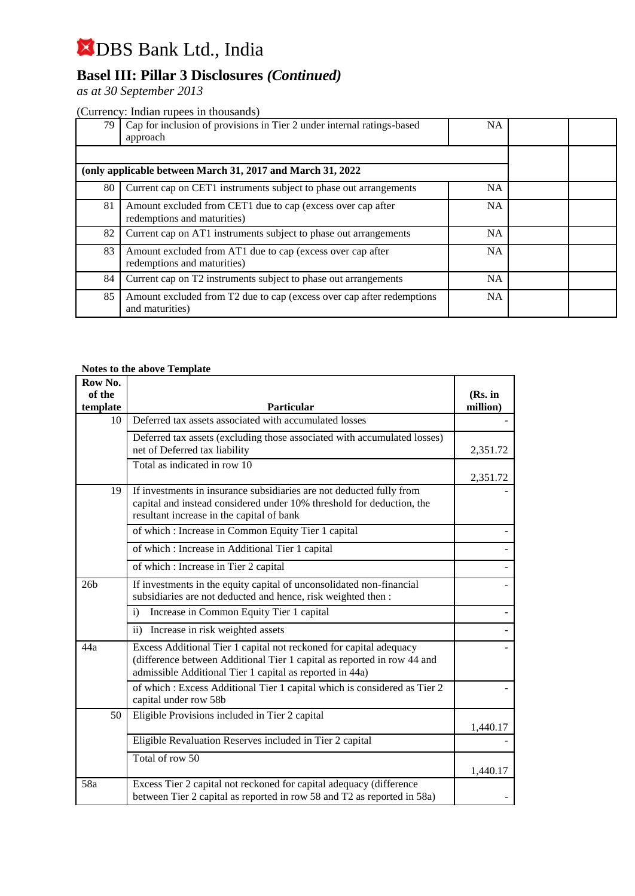# DBS Bank Ltd., India

## Basel III: Pillar 3 Disclosures *(Continued)*

*as at 30 September 2013*

(Currency: Indian rupees in thousands)

| | | | | |
|---|---|---|---|---|
| 79 | Cap for inclusion of provisions in Tier 2 under internal ratings-based approach | NA | | |
| | | | | |
| **(only applicable between March 31, 2017 and March 31, 2022** | | | | |
| 80 | Current cap on CET1 instruments subject to phase out arrangements | NA | | |
| 81 | Amount excluded from CET1 due to cap (excess over cap after redemptions and maturities) | NA | | |
| 82 | Current cap on AT1 instruments subject to phase out arrangements | NA | | |
| 83 | Amount excluded from AT1 due to cap (excess over cap after redemptions and maturities) | NA | | |
| 84 | Current cap on T2 instruments subject to phase out arrangements | NA | | |
| 85 | Amount excluded from T2 due to cap (excess over cap after redemptions and maturities) | NA | | |

**Notes to the above Template**

| Row No. of the template | Particular | (Rs. in million) |
|---|---|---|
| 10 | Deferred tax assets associated with accumulated losses | - |
| | Deferred tax assets (excluding those associated with accumulated losses) net of Deferred tax liability | 2,351.72 |
| | Total as indicated in row 10 | 2,351.72 |
| 19 | If investments in insurance subsidiaries are not deducted fully from capital and instead considered under 10% threshold for deduction, the resultant increase in the capital of bank | - |
| | of which : Increase in Common Equity Tier 1 capital | - |
| | of which : Increase in Additional Tier 1 capital | - |
| | of which : Increase in Tier 2 capital | - |
| 26b | If investments in the equity capital of unconsolidated non-financial subsidiaries are not deducted and hence, risk weighted then : | - |
| | i) Increase in Common Equity Tier 1 capital | - |
| | ii) Increase in risk weighted assets | - |
| 44a | Excess Additional Tier 1 capital not reckoned for capital adequacy (difference between Additional Tier 1 capital as reported in row 44 and admissible Additional Tier 1 capital as reported in 44a) | - |
| | of which : Excess Additional Tier 1 capital which is considered as Tier 2 capital under row 58b | - |
| 50 | Eligible Provisions included in Tier 2 capital | 1,440.17 |
| | Eligible Revaluation Reserves included in Tier 2 capital | - |
| | Total of row 50 | 1,440.17 |
| 58a | Excess Tier 2 capital not reckoned for capital adequacy (difference between Tier 2 capital as reported in row 58 and T2 as reported in 58a) | - |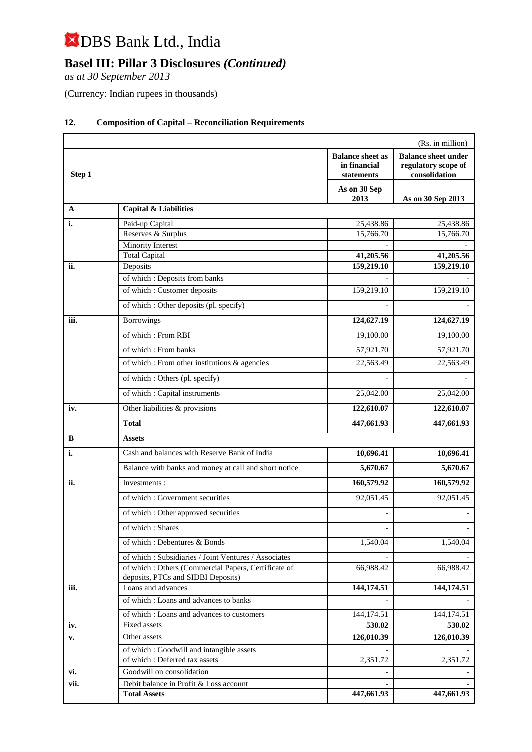# DBS Bank Ltd., India

## Basel III: Pillar 3 Disclosures *(Continued)*

*as at 30 September 2013*

(Currency: Indian rupees in thousands)

### 12. Composition of Capital – Reconciliation Requirements

| | | | (Rs. in million) |
|---|---|---|---|
| **Step 1** | | **Balance sheet as in financial statements** | **Balance sheet under regulatory scope of consolidation** |
| | | **As on 30 Sep 2013** | **As on 30 Sep 2013** |
| **A** | **Capital & Liabilities** | | |
| **i.** | Paid-up Capital | 25,438.86 | 25,438.86 |
| | Reserves & Surplus | 15,766.70 | 15,766.70 |
| | Minority Interest | - | - |
| | Total Capital | **41,205.56** | **41,205.56** |
| **ii.** | Deposits | **159,219.10** | **159,219.10** |
| | of which : Deposits from banks | - | - |
| | of which : Customer deposits | 159,219.10 | 159,219.10 |
| | of which : Other deposits (pl. specify) | - | - |
| **iii.** | Borrowings | **124,627.19** | **124,627.19** |
| | of which : From RBI | 19,100.00 | 19,100.00 |
| | of which : From banks | 57,921.70 | 57,921.70 |
| | of which : From other institutions & agencies | 22,563.49 | 22,563.49 |
| | of which : Others (pl. specify) | - | - |
| | of which : Capital instruments | 25,042.00 | 25,042.00 |
| **iv.** | Other liabilities & provisions | **122,610.07** | **122,610.07** |
| | **Total** | **447,661.93** | **447,661.93** |
| **B** | **Assets** | | |
| **i.** | Cash and balances with Reserve Bank of India | **10,696.41** | **10,696.41** |
| | Balance with banks and money at call and short notice | **5,670.67** | **5,670.67** |
| **ii.** | Investments : | **160,579.92** | **160,579.92** |
| | of which : Government securities | 92,051.45 | 92,051.45 |
| | of which : Other approved securities | - | - |
| | of which : Shares | - | - |
| | of which : Debentures & Bonds | 1,540.04 | 1,540.04 |
| | of which : Subsidiaries / Joint Ventures / Associates | - | - |
| | of which : Others (Commercial Papers, Certificate of deposits, PTCs and SIDBI Deposits) | 66,988.42 | 66,988.42 |
| **iii.** | Loans and advances | **144,174.51** | **144,174.51** |
| | of which : Loans and advances to banks | - | - |
| | of which : Loans and advances to customers | 144,174.51 | 144,174.51 |
| **iv.** | Fixed assets | **530.02** | **530.02** |
| **v.** | Other assets | **126,010.39** | **126,010.39** |
| | of which : Goodwill and intangible assets | - | - |
| | of which : Deferred tax assets | 2,351.72 | 2,351.72 |
| **vi.** | Goodwill on consolidation | - | - |
| **vii.** | Debit balance in Profit & Loss account | - | - |
| | **Total Assets** | **447,661.93** | **447,661.93** |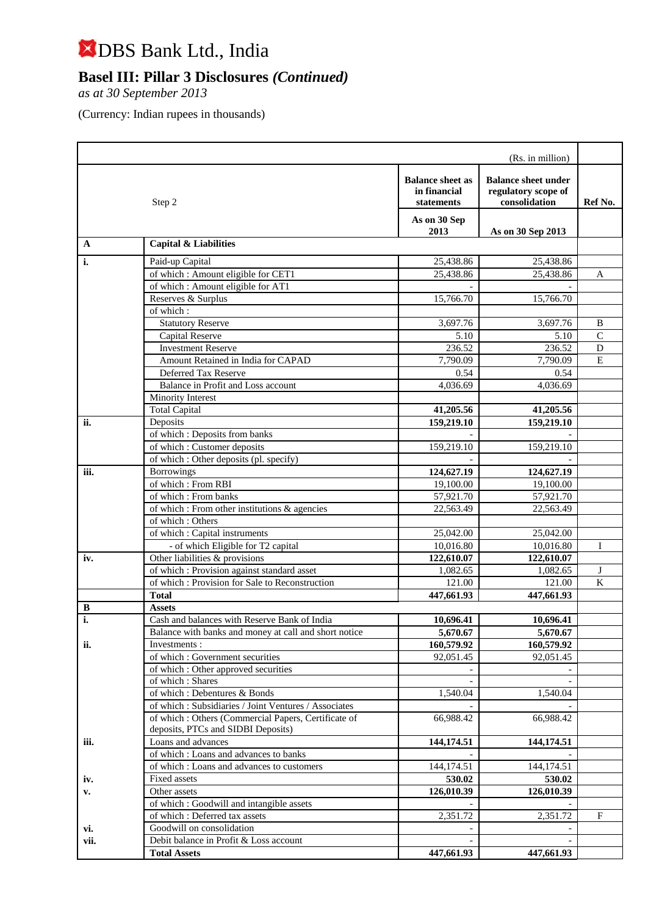# DBS Bank Ltd., India

## Basel III: Pillar 3 Disclosures *(Continued)*

*as at 30 September 2013*

(Currency: Indian rupees in thousands)

| | | | (Rs. in million) | |
|---|---|---|---|---|
| | Step 2 | Balance sheet as in financial statements | Balance sheet under regulatory scope of consolidation | Ref No. |
| | | As on 30 Sep 2013 | As on 30 Sep 2013 | |
| **A** | **Capital & Liabilities** | | | |
| **i.** | Paid-up Capital | 25,438.86 | 25,438.86 | |
| | of which : Amount eligible for CET1 | 25,438.86 | 25,438.86 | A |
| | of which : Amount eligible for AT1 | - | - | |
| | Reserves & Surplus | 15,766.70 | 15,766.70 | |
| | of which : | | | |
| | Statutory Reserve | 3,697.76 | 3,697.76 | B |
| | Capital Reserve | 5.10 | 5.10 | C |
| | Investment Reserve | 236.52 | 236.52 | D |
| | Amount Retained in India for CAPAD | 7,790.09 | 7,790.09 | E |
| | Deferred Tax Reserve | 0.54 | 0.54 | |
| | Balance in Profit and Loss account | 4,036.69 | 4,036.69 | |
| | Minority Interest | | | |
| | Total Capital | **41,205.56** | **41,205.56** | |
| **ii.** | Deposits | **159,219.10** | **159,219.10** | |
| | of which : Deposits from banks | - | - | |
| | of which : Customer deposits | 159,219.10 | 159,219.10 | |
| | of which : Other deposits (pl. specify) | - | - | |
| **iii.** | Borrowings | **124,627.19** | **124,627.19** | |
| | of which : From RBI | 19,100.00 | 19,100.00 | |
| | of which : From banks | 57,921.70 | 57,921.70 | |
| | of which : From other institutions & agencies | 22,563.49 | 22,563.49 | |
| | of which : Others | | | |
| | of which : Capital instruments | 25,042.00 | 25,042.00 | |
| | - of which Eligible for T2 capital | 10,016.80 | 10,016.80 | I |
| **iv.** | Other liabilities & provisions | **122,610.07** | **122,610.07** | |
| | of which : Provision against standard asset | 1,082.65 | 1,082.65 | J |
| | of which : Provision for Sale to Reconstruction | 121.00 | 121.00 | K |
| | **Total** | **447,661.93** | **447,661.93** | |
| **B** | **Assets** | | | |
| **i.** | Cash and balances with Reserve Bank of India | **10,696.41** | **10,696.41** | |
| | Balance with banks and money at call and short notice | **5,670.67** | **5,670.67** | |
| **ii.** | Investments : | **160,579.92** | **160,579.92** | |
| | of which : Government securities | 92,051.45 | 92,051.45 | |
| | of which : Other approved securities | - | - | |
| | of which : Shares | - | - | |
| | of which : Debentures & Bonds | 1,540.04 | 1,540.04 | |
| | of which : Subsidiaries / Joint Ventures / Associates | - | - | |
| | of which : Others (Commercial Papers, Certificate of deposits, PTCs and SIDBI Deposits) | 66,988.42 | 66,988.42 | |
| **iii.** | Loans and advances | **144,174.51** | **144,174.51** | |
| | of which : Loans and advances to banks | - | - | |
| | of which : Loans and advances to customers | 144,174.51 | 144,174.51 | |
| **iv.** | Fixed assets | **530.02** | **530.02** | |
| **v.** | Other assets | **126,010.39** | **126,010.39** | |
| | of which : Goodwill and intangible assets | - | - | |
| | of which : Deferred tax assets | 2,351.72 | 2,351.72 | F |
| **vi.** | Goodwill on consolidation | - | - | |
| **vii.** | Debit balance in Profit & Loss account | - | - | |
| | **Total Assets** | **447,661.93** | **447,661.93** | |